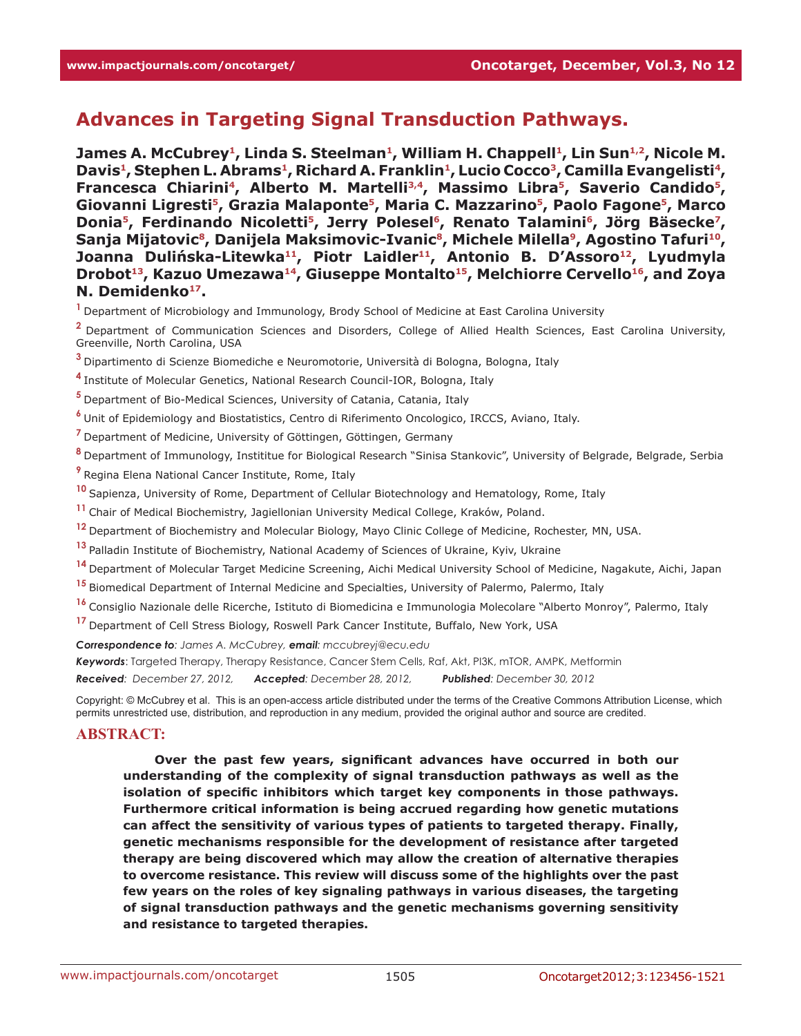# Advances in Targeting Signal Transduction Pathways.

**James A. McCubrey[1], Linda S. Steelman[1], William H. Chappell[1], Lin Sun[1,2], Nicole M. Davis[1], Stephen L. Abrams[1], Richard A. Franklin[1], Lucio Cocco[3], Camilla Evangelisti[4], Francesca Chiarini[4], Alberto M. Martelli[3,4], Massimo Libra[5], Saverio Candido[5], Giovanni Ligresti[5], Grazia Malaponte[5], Maria C. Mazzarino[5], Paolo Fagone[5], Marco Donia[5], Ferdinando Nicoletti[5], Jerry Polesel[6], Renato Talamini[6], Jörg Bäsecke[7], Sanja Mijatovic[8], Danijela Maksimovic-Ivanic[8], Michele Milella[9], Agostino Tafuri[10], Joanna Dulińska-Litewka[11], Piotr Laidler[11], Antonio B. D'Assoro[12], Lyudmyla Drobot[13], Kazuo Umezawa[14], Giuseppe Montalto[15], Melchiorre Cervello[16], and Zoya N. Demidenko[17].**

[1] Department of Microbiology and Immunology, Brody School of Medicine at East Carolina University

[2] Department of Communication Sciences and Disorders, College of Allied Health Sciences, East Carolina University, Greenville, North Carolina, USA

[3] Dipartimento di Scienze Biomediche e Neuromotorie, Università di Bologna, Bologna, Italy

[4] Institute of Molecular Genetics, National Research Council-IOR, Bologna, Italy

[5] Department of Bio-Medical Sciences, University of Catania, Catania, Italy

[6] Unit of Epidemiology and Biostatistics, Centro di Riferimento Oncologico, IRCCS, Aviano, Italy.

[7] Department of Medicine, University of Göttingen, Göttingen, Germany

[8] Department of Immunology, Instititue for Biological Research "Sinisa Stankovic", University of Belgrade, Belgrade, Serbia

[9] Regina Elena National Cancer Institute, Rome, Italy

[10] Sapienza, University of Rome, Department of Cellular Biotechnology and Hematology, Rome, Italy

[11] Chair of Medical Biochemistry, Jagiellonian University Medical College, Kraków, Poland.

[12] Department of Biochemistry and Molecular Biology, Mayo Clinic College of Medicine, Rochester, MN, USA.

[13] Palladin Institute of Biochemistry, National Academy of Sciences of Ukraine, Kyiv, Ukraine

[14] Department of Molecular Target Medicine Screening, Aichi Medical University School of Medicine, Nagakute, Aichi, Japan

[15] Biomedical Department of Internal Medicine and Specialties, University of Palermo, Palermo, Italy

[16] Consiglio Nazionale delle Ricerche, Istituto di Biomedicina e Immunologia Molecolare "Alberto Monroy", Palermo, Italy

[17] Department of Cell Stress Biology, Roswell Park Cancer Institute, Buffalo, New York, USA

***Correspondence to**: James A. McCubrey, **email**: mccubreyj@ecu.edu*

***Keywords***: Targeted Therapy, Therapy Resistance, Cancer Stem Cells, Raf, Akt, PI3K, mTOR, AMPK, Metformin

***Received**: December 27, 2012,* ***Accepted**: December 28, 2012,* ***Published**: December 30, 2012*

Copyright: © McCubrey et al. This is an open-access article distributed under the terms of the Creative Commons Attribution License, which permits unrestricted use, distribution, and reproduction in any medium, provided the original author and source are credited.

## ABSTRACT:

**Over the past few years, significant advances have occurred in both our understanding of the complexity of signal transduction pathways as well as the isolation of specific inhibitors which target key components in those pathways. Furthermore critical information is being accrued regarding how genetic mutations can affect the sensitivity of various types of patients to targeted therapy. Finally, genetic mechanisms responsible for the development of resistance after targeted therapy are being discovered which may allow the creation of alternative therapies to overcome resistance. This review will discuss some of the highlights over the past few years on the roles of key signaling pathways in various diseases, the targeting of signal transduction pathways and the genetic mechanisms governing sensitivity and resistance to targeted therapies.**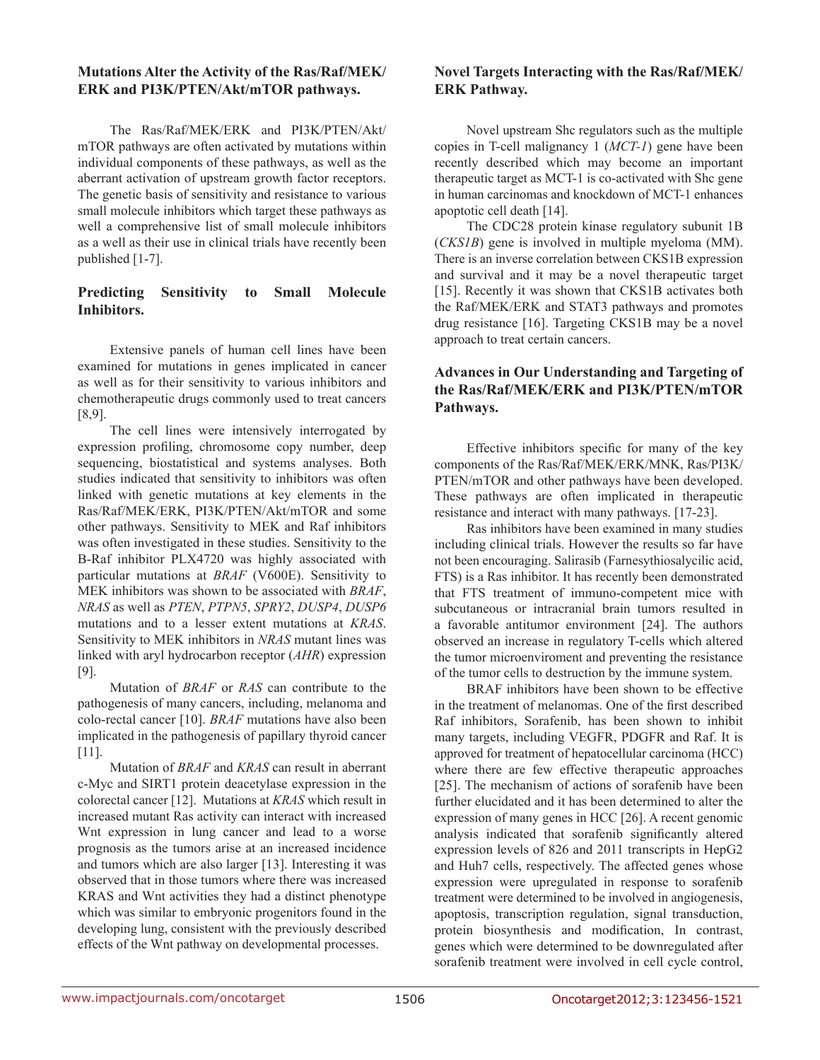## Mutations Alter the Activity of the Ras/Raf/MEK/ERK and PI3K/PTEN/Akt/mTOR pathways.

The Ras/Raf/MEK/ERK and PI3K/PTEN/Akt/mTOR pathways are often activated by mutations within individual components of these pathways, as well as the aberrant activation of upstream growth factor receptors. The genetic basis of sensitivity and resistance to various small molecule inhibitors which target these pathways as well a comprehensive list of small molecule inhibitors as a well as their use in clinical trials have recently been published [1-7].

## Predicting Sensitivity to Small Molecule Inhibitors.

Extensive panels of human cell lines have been examined for mutations in genes implicated in cancer as well as for their sensitivity to various inhibitors and chemotherapeutic drugs commonly used to treat cancers [8,9].

The cell lines were intensively interrogated by expression profiling, chromosome copy number, deep sequencing, biostatistical and systems analyses. Both studies indicated that sensitivity to inhibitors was often linked with genetic mutations at key elements in the Ras/Raf/MEK/ERK, PI3K/PTEN/Akt/mTOR and some other pathways. Sensitivity to MEK and Raf inhibitors was often investigated in these studies. Sensitivity to the B-Raf inhibitor PLX4720 was highly associated with particular mutations at *BRAF* (V600E). Sensitivity to MEK inhibitors was shown to be associated with *BRAF*, *NRAS* as well as *PTEN*, *PTPN5*, *SPRY2*, *DUSP4*, *DUSP6* mutations and to a lesser extent mutations at *KRAS*. Sensitivity to MEK inhibitors in *NRAS* mutant lines was linked with aryl hydrocarbon receptor (*AHR*) expression [9].

Mutation of *BRAF* or *RAS* can contribute to the pathogenesis of many cancers, including, melanoma and colo-rectal cancer [10]. *BRAF* mutations have also been implicated in the pathogenesis of papillary thyroid cancer [11].

Mutation of *BRAF* and *KRAS* can result in aberrant c-Myc and SIRT1 protein deacetylase expression in the colorectal cancer [12]. Mutations at *KRAS* which result in increased mutant Ras activity can interact with increased Wnt expression in lung cancer and lead to a worse prognosis as the tumors arise at an increased incidence and tumors which are also larger [13]. Interesting it was observed that in those tumors where there was increased KRAS and Wnt activities they had a distinct phenotype which was similar to embryonic progenitors found in the developing lung, consistent with the previously described effects of the Wnt pathway on developmental processes.

## Novel Targets Interacting with the Ras/Raf/MEK/ERK Pathway.

Novel upstream Shc regulators such as the multiple copies in T-cell malignancy 1 (*MCT-1*) gene have been recently described which may become an important therapeutic target as MCT-1 is co-activated with Shc gene in human carcinomas and knockdown of MCT-1 enhances apoptotic cell death [14].

The CDC28 protein kinase regulatory subunit 1B (*CKS1B*) gene is involved in multiple myeloma (MM). There is an inverse correlation between CKS1B expression and survival and it may be a novel therapeutic target [15]. Recently it was shown that CKS1B activates both the Raf/MEK/ERK and STAT3 pathways and promotes drug resistance [16]. Targeting CKS1B may be a novel approach to treat certain cancers.

## Advances in Our Understanding and Targeting of the Ras/Raf/MEK/ERK and PI3K/PTEN/mTOR Pathways.

Effective inhibitors specific for many of the key components of the Ras/Raf/MEK/ERK/MNK, Ras/PI3K/PTEN/mTOR and other pathways have been developed. These pathways are often implicated in therapeutic resistance and interact with many pathways. [17-23].

Ras inhibitors have been examined in many studies including clinical trials. However the results so far have not been encouraging. Salirasib (Farnesythiosalycilic acid, FTS) is a Ras inhibitor. It has recently been demonstrated that FTS treatment of immuno-competent mice with subcutaneous or intracranial brain tumors resulted in a favorable antitumor environment [24]. The authors observed an increase in regulatory T-cells which altered the tumor microenviroment and preventing the resistance of the tumor cells to destruction by the immune system.

BRAF inhibitors have been shown to be effective in the treatment of melanomas. One of the first described Raf inhibitors, Sorafenib, has been shown to inhibit many targets, including VEGFR, PDGFR and Raf. It is approved for treatment of hepatocellular carcinoma (HCC) where there are few effective therapeutic approaches [25]. The mechanism of actions of sorafenib have been further elucidated and it has been determined to alter the expression of many genes in HCC [26]. A recent genomic analysis indicated that sorafenib significantly altered expression levels of 826 and 2011 transcripts in HepG2 and Huh7 cells, respectively. The affected genes whose expression were upregulated in response to sorafenib treatment were determined to be involved in angiogenesis, apoptosis, transcription regulation, signal transduction, protein biosynthesis and modification, In contrast, genes which were determined to be downregulated after sorafenib treatment were involved in cell cycle control,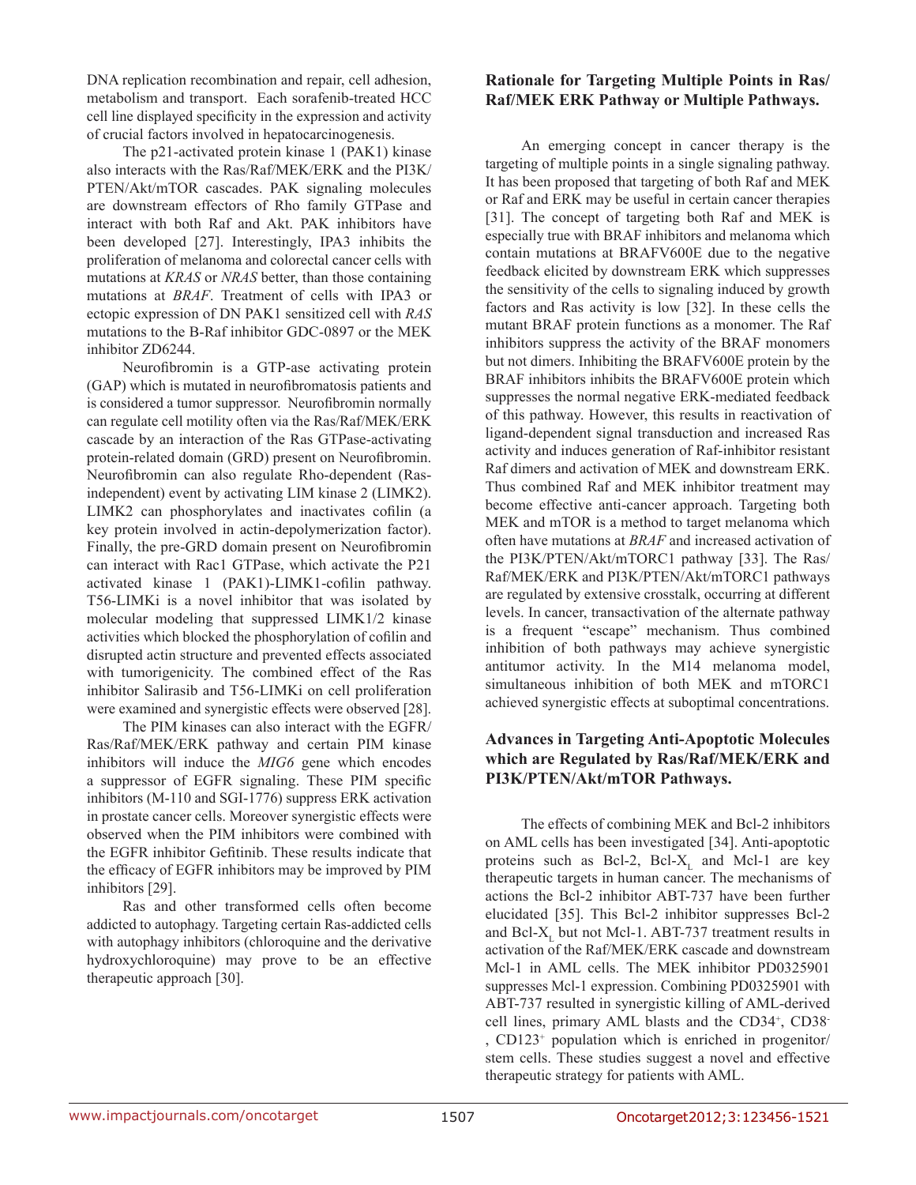DNA replication recombination and repair, cell adhesion, metabolism and transport. Each sorafenib-treated HCC cell line displayed specificity in the expression and activity of crucial factors involved in hepatocarcinogenesis.

The p21-activated protein kinase 1 (PAK1) kinase also interacts with the Ras/Raf/MEK/ERK and the PI3K/PTEN/Akt/mTOR cascades. PAK signaling molecules are downstream effectors of Rho family GTPase and interact with both Raf and Akt. PAK inhibitors have been developed [27]. Interestingly, IPA3 inhibits the proliferation of melanoma and colorectal cancer cells with mutations at *KRAS* or *NRAS* better, than those containing mutations at *BRAF*. Treatment of cells with IPA3 or ectopic expression of DN PAK1 sensitized cell with *RAS* mutations to the B-Raf inhibitor GDC-0897 or the MEK inhibitor ZD6244.

Neurofibromin is a GTP-ase activating protein (GAP) which is mutated in neurofibromatosis patients and is considered a tumor suppressor. Neurofibromin normally can regulate cell motility often via the Ras/Raf/MEK/ERK cascade by an interaction of the Ras GTPase-activating protein-related domain (GRD) present on Neurofibromin. Neurofibromin can also regulate Rho-dependent (Ras-independent) event by activating LIM kinase 2 (LIMK2). LIMK2 can phosphorylates and inactivates cofilin (a key protein involved in actin-depolymerization factor). Finally, the pre-GRD domain present on Neurofibromin can interact with Rac1 GTPase, which activate the P21 activated kinase 1 (PAK1)-LIMK1-cofilin pathway. T56-LIMKi is a novel inhibitor that was isolated by molecular modeling that suppressed LIMK1/2 kinase activities which blocked the phosphorylation of cofilin and disrupted actin structure and prevented effects associated with tumorigenicity. The combined effect of the Ras inhibitor Salirasib and T56-LIMKi on cell proliferation were examined and synergistic effects were observed [28].

The PIM kinases can also interact with the EGFR/Ras/Raf/MEK/ERK pathway and certain PIM kinase inhibitors will induce the *MIG6* gene which encodes a suppressor of EGFR signaling. These PIM specific inhibitors (M-110 and SGI-1776) suppress ERK activation in prostate cancer cells. Moreover synergistic effects were observed when the PIM inhibitors were combined with the EGFR inhibitor Gefitinib. These results indicate that the efficacy of EGFR inhibitors may be improved by PIM inhibitors [29].

Ras and other transformed cells often become addicted to autophagy. Targeting certain Ras-addicted cells with autophagy inhibitors (chloroquine and the derivative hydroxychloroquine) may prove to be an effective therapeutic approach [30].

## Rationale for Targeting Multiple Points in Ras/Raf/MEK ERK Pathway or Multiple Pathways.

An emerging concept in cancer therapy is the targeting of multiple points in a single signaling pathway. It has been proposed that targeting of both Raf and MEK or Raf and ERK may be useful in certain cancer therapies [31]. The concept of targeting both Raf and MEK is especially true with BRAF inhibitors and melanoma which contain mutations at BRAFV600E due to the negative feedback elicited by downstream ERK which suppresses the sensitivity of the cells to signaling induced by growth factors and Ras activity is low [32]. In these cells the mutant BRAF protein functions as a monomer. The Raf inhibitors suppress the activity of the BRAF monomers but not dimers. Inhibiting the BRAFV600E protein by the BRAF inhibitors inhibits the BRAFV600E protein which suppresses the normal negative ERK-mediated feedback of this pathway. However, this results in reactivation of ligand-dependent signal transduction and increased Ras activity and induces generation of Raf-inhibitor resistant Raf dimers and activation of MEK and downstream ERK. Thus combined Raf and MEK inhibitor treatment may become effective anti-cancer approach. Targeting both MEK and mTOR is a method to target melanoma which often have mutations at *BRAF* and increased activation of the PI3K/PTEN/Akt/mTORC1 pathway [33]. The Ras/Raf/MEK/ERK and PI3K/PTEN/Akt/mTORC1 pathways are regulated by extensive crosstalk, occurring at different levels. In cancer, transactivation of the alternate pathway is a frequent "escape" mechanism. Thus combined inhibition of both pathways may achieve synergistic antitumor activity. In the M14 melanoma model, simultaneous inhibition of both MEK and mTORC1 achieved synergistic effects at suboptimal concentrations.

## Advances in Targeting Anti-Apoptotic Molecules which are Regulated by Ras/Raf/MEK/ERK and PI3K/PTEN/Akt/mTOR Pathways.

The effects of combining MEK and Bcl-2 inhibitors on AML cells has been investigated [34]. Anti-apoptotic proteins such as Bcl-2, Bcl-$X_L$ and Mcl-1 are key therapeutic targets in human cancer. The mechanisms of actions the Bcl-2 inhibitor ABT-737 have been further elucidated [35]. This Bcl-2 inhibitor suppresses Bcl-2 and Bcl-$X_L$ but not Mcl-1. ABT-737 treatment results in activation of the Raf/MEK/ERK cascade and downstream Mcl-1 in AML cells. The MEK inhibitor PD0325901 suppresses Mcl-1 expression. Combining PD0325901 with ABT-737 resulted in synergistic killing of AML-derived cell lines, primary AML blasts and the $CD34^+$, $CD38^-$, $CD123^+$ population which is enriched in progenitor/stem cells. These studies suggest a novel and effective therapeutic strategy for patients with AML.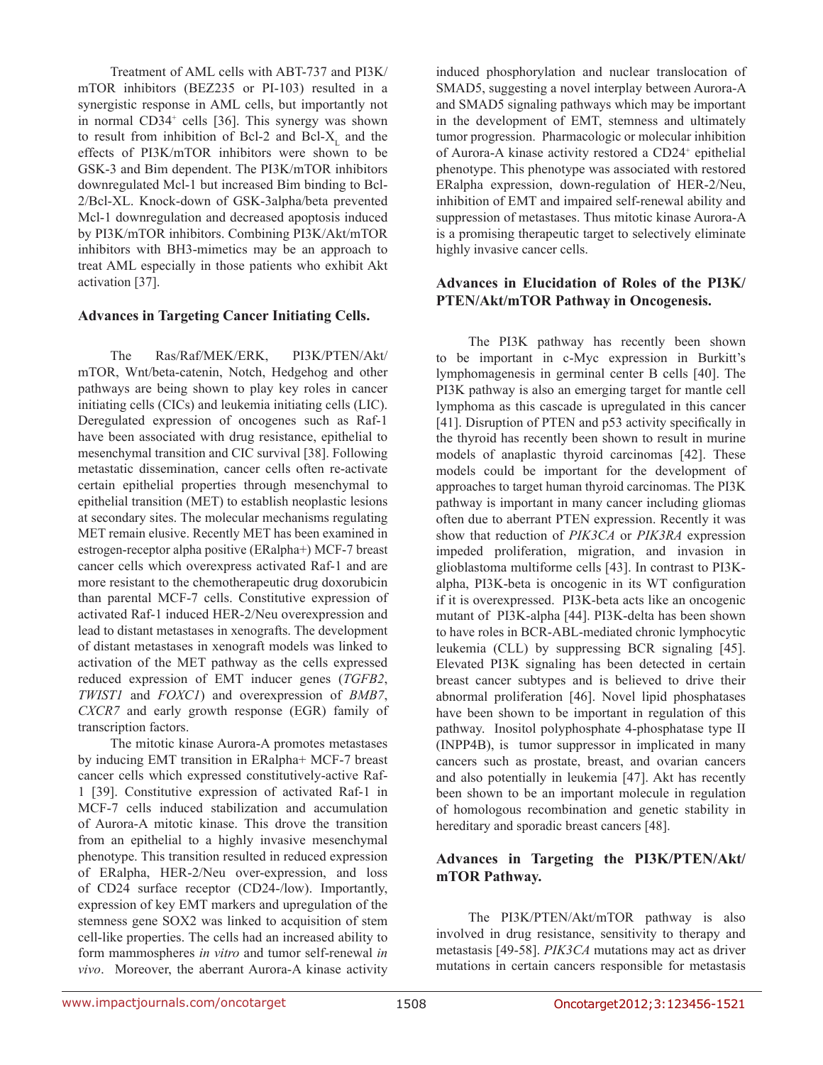Treatment of AML cells with ABT-737 and PI3K/mTOR inhibitors (BEZ235 or PI-103) resulted in a synergistic response in AML cells, but importantly not in normal $CD34^+$ cells [36]. This synergy was shown to result from inhibition of Bcl-2 and Bcl-$X_L$ and the effects of PI3K/mTOR inhibitors were shown to be GSK-3 and Bim dependent. The PI3K/mTOR inhibitors downregulated Mcl-1 but increased Bim binding to Bcl-2/Bcl-XL. Knock-down of GSK-3alpha/beta prevented Mcl-1 downregulation and decreased apoptosis induced by PI3K/mTOR inhibitors. Combining PI3K/Akt/mTOR inhibitors with BH3-mimetics may be an approach to treat AML especially in those patients who exhibit Akt activation [37].

## Advances in Targeting Cancer Initiating Cells.

The Ras/Raf/MEK/ERK, PI3K/PTEN/Akt/mTOR, Wnt/beta-catenin, Notch, Hedgehog and other pathways are being shown to play key roles in cancer initiating cells (CICs) and leukemia initiating cells (LIC). Deregulated expression of oncogenes such as Raf-1 have been associated with drug resistance, epithelial to mesenchymal transition and CIC survival [38]. Following metastatic dissemination, cancer cells often re-activate certain epithelial properties through mesenchymal to epithelial transition (MET) to establish neoplastic lesions at secondary sites. The molecular mechanisms regulating MET remain elusive. Recently MET has been examined in estrogen-receptor alpha positive (ERalpha+) MCF-7 breast cancer cells which overexpress activated Raf-1 and are more resistant to the chemotherapeutic drug doxorubicin than parental MCF-7 cells. Constitutive expression of activated Raf-1 induced HER-2/Neu overexpression and lead to distant metastases in xenografts. The development of distant metastases in xenograft models was linked to activation of the MET pathway as the cells expressed reduced expression of EMT inducer genes (*TGFB2*, *TWIST1* and *FOXC1*) and overexpression of *BMB7*, *CXCR7* and early growth response (EGR) family of transcription factors.

The mitotic kinase Aurora-A promotes metastases by inducing EMT transition in ERalpha+ MCF-7 breast cancer cells which expressed constitutively-active Raf-1 [39]. Constitutive expression of activated Raf-1 in MCF-7 cells induced stabilization and accumulation of Aurora-A mitotic kinase. This drove the transition from an epithelial to a highly invasive mesenchymal phenotype. This transition resulted in reduced expression of ERalpha, HER-2/Neu over-expression, and loss of CD24 surface receptor (CD24-/low). Importantly, expression of key EMT markers and upregulation of the stemness gene SOX2 was linked to acquisition of stem cell-like properties. The cells had an increased ability to form mammospheres *in vitro* and tumor self-renewal *in vivo*. Moreover, the aberrant Aurora-A kinase activity induced phosphorylation and nuclear translocation of SMAD5, suggesting a novel interplay between Aurora-A and SMAD5 signaling pathways which may be important in the development of EMT, stemness and ultimately tumor progression. Pharmacologic or molecular inhibition of Aurora-A kinase activity restored a $CD24^+$ epithelial phenotype. This phenotype was associated with restored ERalpha expression, down-regulation of HER-2/Neu, inhibition of EMT and impaired self-renewal ability and suppression of metastases. Thus mitotic kinase Aurora-A is a promising therapeutic target to selectively eliminate highly invasive cancer cells.

## Advances in Elucidation of Roles of the PI3K/PTEN/Akt/mTOR Pathway in Oncogenesis.

The PI3K pathway has recently been shown to be important in c-Myc expression in Burkitt's lymphomagenesis in germinal center B cells [40]. The PI3K pathway is also an emerging target for mantle cell lymphoma as this cascade is upregulated in this cancer [41]. Disruption of PTEN and p53 activity specifically in the thyroid has recently been shown to result in murine models of anaplastic thyroid carcinomas [42]. These models could be important for the development of approaches to target human thyroid carcinomas. The PI3K pathway is important in many cancer including gliomas often due to aberrant PTEN expression. Recently it was show that reduction of *PIK3CA* or *PIK3RA* expression impeded proliferation, migration, and invasion in glioblastoma multiforme cells [43]. In contrast to PI3K-alpha, PI3K-beta is oncogenic in its WT configuration if it is overexpressed. PI3K-beta acts like an oncogenic mutant of PI3K-alpha [44]. PI3K-delta has been shown to have roles in BCR-ABL-mediated chronic lymphocytic leukemia (CLL) by suppressing BCR signaling [45]. Elevated PI3K signaling has been detected in certain breast cancer subtypes and is believed to drive their abnormal proliferation [46]. Novel lipid phosphatases have been shown to be important in regulation of this pathway. Inositol polyphosphate 4-phosphatase type II (INPP4B), is tumor suppressor in implicated in many cancers such as prostate, breast, and ovarian cancers and also potentially in leukemia [47]. Akt has recently been shown to be an important molecule in regulation of homologous recombination and genetic stability in hereditary and sporadic breast cancers [48].

## Advances in Targeting the PI3K/PTEN/Akt/mTOR Pathway.

The PI3K/PTEN/Akt/mTOR pathway is also involved in drug resistance, sensitivity to therapy and metastasis [49-58]. *PIK3CA* mutations may act as driver mutations in certain cancers responsible for metastasis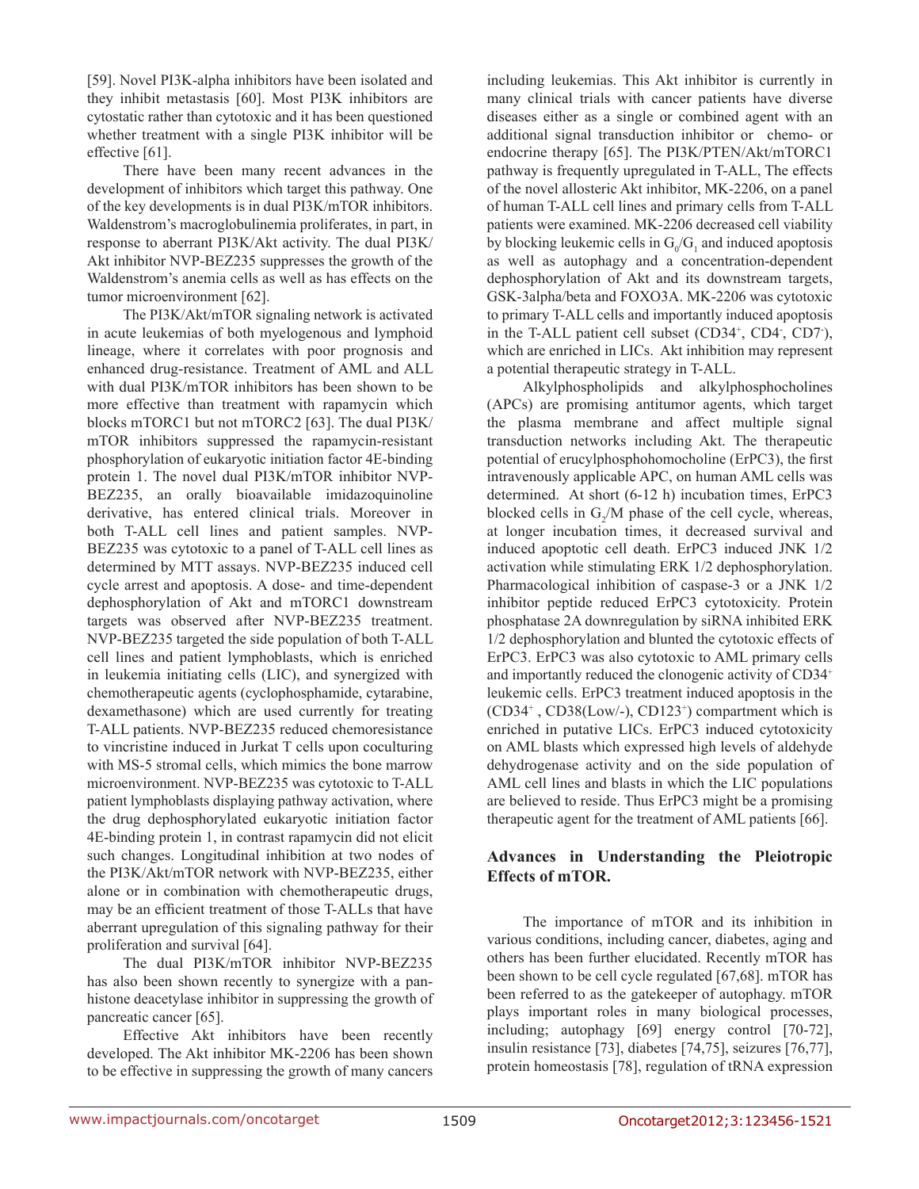[59]. Novel PI3K-alpha inhibitors have been isolated and they inhibit metastasis [60]. Most PI3K inhibitors are cytostatic rather than cytotoxic and it has been questioned whether treatment with a single PI3K inhibitor will be effective [61].

There have been many recent advances in the development of inhibitors which target this pathway. One of the key developments is in dual PI3K/mTOR inhibitors. Waldenstrom's macroglobulinemia proliferates, in part, in response to aberrant PI3K/Akt activity. The dual PI3K/Akt inhibitor NVP-BEZ235 suppresses the growth of the Waldenstrom's anemia cells as well as has effects on the tumor microenvironment [62].

The PI3K/Akt/mTOR signaling network is activated in acute leukemias of both myelogenous and lymphoid lineage, where it correlates with poor prognosis and enhanced drug-resistance. Treatment of AML and ALL with dual PI3K/mTOR inhibitors has been shown to be more effective than treatment with rapamycin which blocks mTORC1 but not mTORC2 [63]. The dual PI3K/mTOR inhibitors suppressed the rapamycin-resistant phosphorylation of eukaryotic initiation factor 4E-binding protein 1. The novel dual PI3K/mTOR inhibitor NVP-BEZ235, an orally bioavailable imidazoquinoline derivative, has entered clinical trials. Moreover in both T-ALL cell lines and patient samples. NVP-BEZ235 was cytotoxic to a panel of T-ALL cell lines as determined by MTT assays. NVP-BEZ235 induced cell cycle arrest and apoptosis. A dose- and time-dependent dephosphorylation of Akt and mTORC1 downstream targets was observed after NVP-BEZ235 treatment. NVP-BEZ235 targeted the side population of both T-ALL cell lines and patient lymphoblasts, which is enriched in leukemia initiating cells (LIC), and synergized with chemotherapeutic agents (cyclophosphamide, cytarabine, dexamethasone) which are used currently for treating T-ALL patients. NVP-BEZ235 reduced chemoresistance to vincristine induced in Jurkat T cells upon coculturing with MS-5 stromal cells, which mimics the bone marrow microenvironment. NVP-BEZ235 was cytotoxic to T-ALL patient lymphoblasts displaying pathway activation, where the drug dephosphorylated eukaryotic initiation factor 4E-binding protein 1, in contrast rapamycin did not elicit such changes. Longitudinal inhibition at two nodes of the PI3K/Akt/mTOR network with NVP-BEZ235, either alone or in combination with chemotherapeutic drugs, may be an efficient treatment of those T-ALLs that have aberrant upregulation of this signaling pathway for their proliferation and survival [64].

The dual PI3K/mTOR inhibitor NVP-BEZ235 has also been shown recently to synergize with a pan-histone deacetylase inhibitor in suppressing the growth of pancreatic cancer [65].

Effective Akt inhibitors have been recently developed. The Akt inhibitor MK-2206 has been shown to be effective in suppressing the growth of many cancers including leukemias. This Akt inhibitor is currently in many clinical trials with cancer patients have diverse diseases either as a single or combined agent with an additional signal transduction inhibitor or chemo- or endocrine therapy [65]. The PI3K/PTEN/Akt/mTORC1 pathway is frequently upregulated in T-ALL, The effects of the novel allosteric Akt inhibitor, MK-2206, on a panel of human T-ALL cell lines and primary cells from T-ALL patients were examined. MK-2206 decreased cell viability by blocking leukemic cells in $G_0/G_1$ and induced apoptosis as well as autophagy and a concentration-dependent dephosphorylation of Akt and its downstream targets, GSK-3alpha/beta and FOXO3A. MK-2206 was cytotoxic to primary T-ALL cells and importantly induced apoptosis in the T-ALL patient cell subset ($CD34^+$, $CD4^-$, $CD7^-$), which are enriched in LICs. Akt inhibition may represent a potential therapeutic strategy in T-ALL.

Alkylphospholipids and alkylphosphocholines (APCs) are promising antitumor agents, which target the plasma membrane and affect multiple signal transduction networks including Akt. The therapeutic potential of erucylphosphohomocholine (ErPC3), the first intravenously applicable APC, on human AML cells was determined. At short (6-12 h) incubation times, ErPC3 blocked cells in $G_2/M$ phase of the cell cycle, whereas, at longer incubation times, it decreased survival and induced apoptotic cell death. ErPC3 induced JNK 1/2 activation while stimulating ERK 1/2 dephosphorylation. Pharmacological inhibition of caspase-3 or a JNK 1/2 inhibitor peptide reduced ErPC3 cytotoxicity. Protein phosphatase 2A downregulation by siRNA inhibited ERK 1/2 dephosphorylation and blunted the cytotoxic effects of ErPC3. ErPC3 was also cytotoxic to AML primary cells and importantly reduced the clonogenic activity of $CD34^+$ leukemic cells. ErPC3 treatment induced apoptosis in the ($CD34^+$ , CD38(Low/-), $CD123^+$) compartment which is enriched in putative LICs. ErPC3 induced cytotoxicity on AML blasts which expressed high levels of aldehyde dehydrogenase activity and on the side population of AML cell lines and blasts in which the LIC populations are believed to reside. Thus ErPC3 might be a promising therapeutic agent for the treatment of AML patients [66].

## Advances in Understanding the Pleiotropic Effects of mTOR.

The importance of mTOR and its inhibition in various conditions, including cancer, diabetes, aging and others has been further elucidated. Recently mTOR has been shown to be cell cycle regulated [67,68]. mTOR has been referred to as the gatekeeper of autophagy. mTOR plays important roles in many biological processes, including; autophagy [69] energy control [70-72], insulin resistance [73], diabetes [74,75], seizures [76,77], protein homeostasis [78], regulation of tRNA expression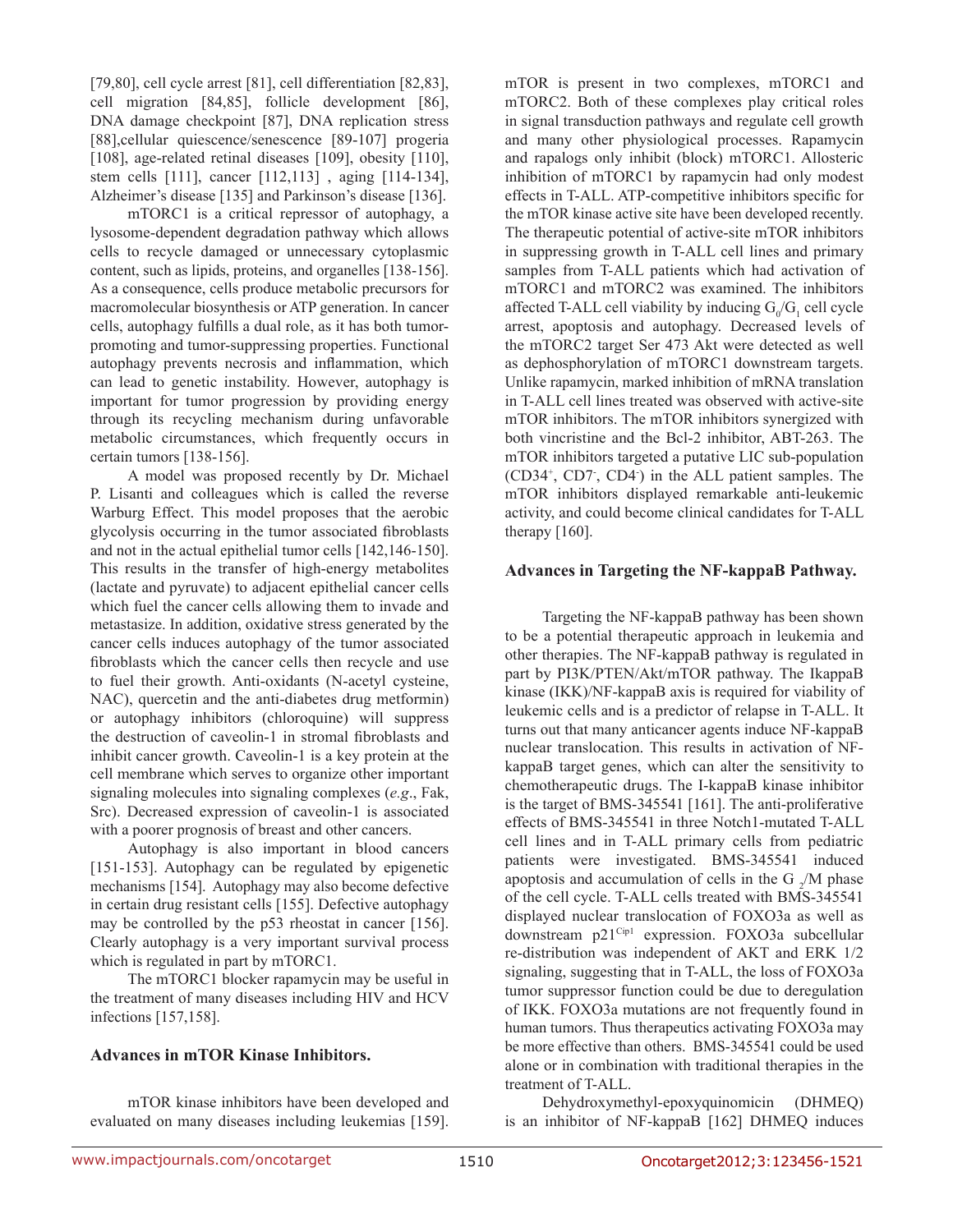[79,80], cell cycle arrest [81], cell differentiation [82,83], cell migration [84,85], follicle development [86], DNA damage checkpoint [87], DNA replication stress [88],cellular quiescence/senescence [89-107] progeria [108], age-related retinal diseases [109], obesity [110], stem cells [111], cancer [112,113] , aging [114-134], Alzheimer's disease [135] and Parkinson's disease [136].

mTORC1 is a critical repressor of autophagy, a lysosome-dependent degradation pathway which allows cells to recycle damaged or unnecessary cytoplasmic content, such as lipids, proteins, and organelles [138-156]. As a consequence, cells produce metabolic precursors for macromolecular biosynthesis or ATP generation. In cancer cells, autophagy fulfills a dual role, as it has both tumor-promoting and tumor-suppressing properties. Functional autophagy prevents necrosis and inflammation, which can lead to genetic instability. However, autophagy is important for tumor progression by providing energy through its recycling mechanism during unfavorable metabolic circumstances, which frequently occurs in certain tumors [138-156].

A model was proposed recently by Dr. Michael P. Lisanti and colleagues which is called the reverse Warburg Effect. This model proposes that the aerobic glycolysis occurring in the tumor associated fibroblasts and not in the actual epithelial tumor cells [142,146-150]. This results in the transfer of high-energy metabolites (lactate and pyruvate) to adjacent epithelial cancer cells which fuel the cancer cells allowing them to invade and metastasize. In addition, oxidative stress generated by the cancer cells induces autophagy of the tumor associated fibroblasts which the cancer cells then recycle and use to fuel their growth. Anti-oxidants (N-acetyl cysteine, NAC), quercetin and the anti-diabetes drug metformin) or autophagy inhibitors (chloroquine) will suppress the destruction of caveolin-1 in stromal fibroblasts and inhibit cancer growth. Caveolin-1 is a key protein at the cell membrane which serves to organize other important signaling molecules into signaling complexes (*e.g*., Fak, Src). Decreased expression of caveolin-1 is associated with a poorer prognosis of breast and other cancers.

Autophagy is also important in blood cancers [151-153]. Autophagy can be regulated by epigenetic mechanisms [154]. Autophagy may also become defective in certain drug resistant cells [155]. Defective autophagy may be controlled by the p53 rheostat in cancer [156]. Clearly autophagy is a very important survival process which is regulated in part by mTORC1.

The mTORC1 blocker rapamycin may be useful in the treatment of many diseases including HIV and HCV infections [157,158].

## Advances in mTOR Kinase Inhibitors.

mTOR kinase inhibitors have been developed and evaluated on many diseases including leukemias [159]. mTOR is present in two complexes, mTORC1 and mTORC2. Both of these complexes play critical roles in signal transduction pathways and regulate cell growth and many other physiological processes. Rapamycin and rapalogs only inhibit (block) mTORC1. Allosteric inhibition of mTORC1 by rapamycin had only modest effects in T-ALL. ATP-competitive inhibitors specific for the mTOR kinase active site have been developed recently. The therapeutic potential of active-site mTOR inhibitors in suppressing growth in T-ALL cell lines and primary samples from T-ALL patients which had activation of mTORC1 and mTORC2 was examined. The inhibitors affected T-ALL cell viability by inducing $G_0/G_1$ cell cycle arrest, apoptosis and autophagy. Decreased levels of the mTORC2 target Ser 473 Akt were detected as well as dephosphorylation of mTORC1 downstream targets. Unlike rapamycin, marked inhibition of mRNA translation in T-ALL cell lines treated was observed with active-site mTOR inhibitors. The mTOR inhibitors synergized with both vincristine and the Bcl-2 inhibitor, ABT-263. The mTOR inhibitors targeted a putative LIC sub-population ($CD34^+$, $CD7^-$, $CD4^-$) in the ALL patient samples. The mTOR inhibitors displayed remarkable anti-leukemic activity, and could become clinical candidates for T-ALL therapy [160].

## Advances in Targeting the NF-kappaB Pathway.

Targeting the NF-kappaB pathway has been shown to be a potential therapeutic approach in leukemia and other therapies. The NF-kappaB pathway is regulated in part by PI3K/PTEN/Akt/mTOR pathway. The IkappaB kinase (IKK)/NF-kappaB axis is required for viability of leukemic cells and is a predictor of relapse in T-ALL. It turns out that many anticancer agents induce NF-kappaB nuclear translocation. This results in activation of NF-kappaB target genes, which can alter the sensitivity to chemotherapeutic drugs. The I-kappaB kinase inhibitor is the target of BMS-345541 [161]. The anti-proliferative effects of BMS-345541 in three Notch1-mutated T-ALL cell lines and in T-ALL primary cells from pediatric patients were investigated. BMS-345541 induced apoptosis and accumulation of cells in the $G_2$/M phase of the cell cycle. T-ALL cells treated with BMS-345541 displayed nuclear translocation of FOXO3a as well as downstream $p21^{Cip1}$ expression. FOXO3a subcellular re-distribution was independent of AKT and ERK 1/2 signaling, suggesting that in T-ALL, the loss of FOXO3a tumor suppressor function could be due to deregulation of IKK. FOXO3a mutations are not frequently found in human tumors. Thus therapeutics activating FOXO3a may be more effective than others. BMS-345541 could be used alone or in combination with traditional therapies in the treatment of T-ALL.

Dehydroxymethyl-epoxyquinomicin (DHMEQ) is an inhibitor of NF-kappaB [162] DHMEQ induces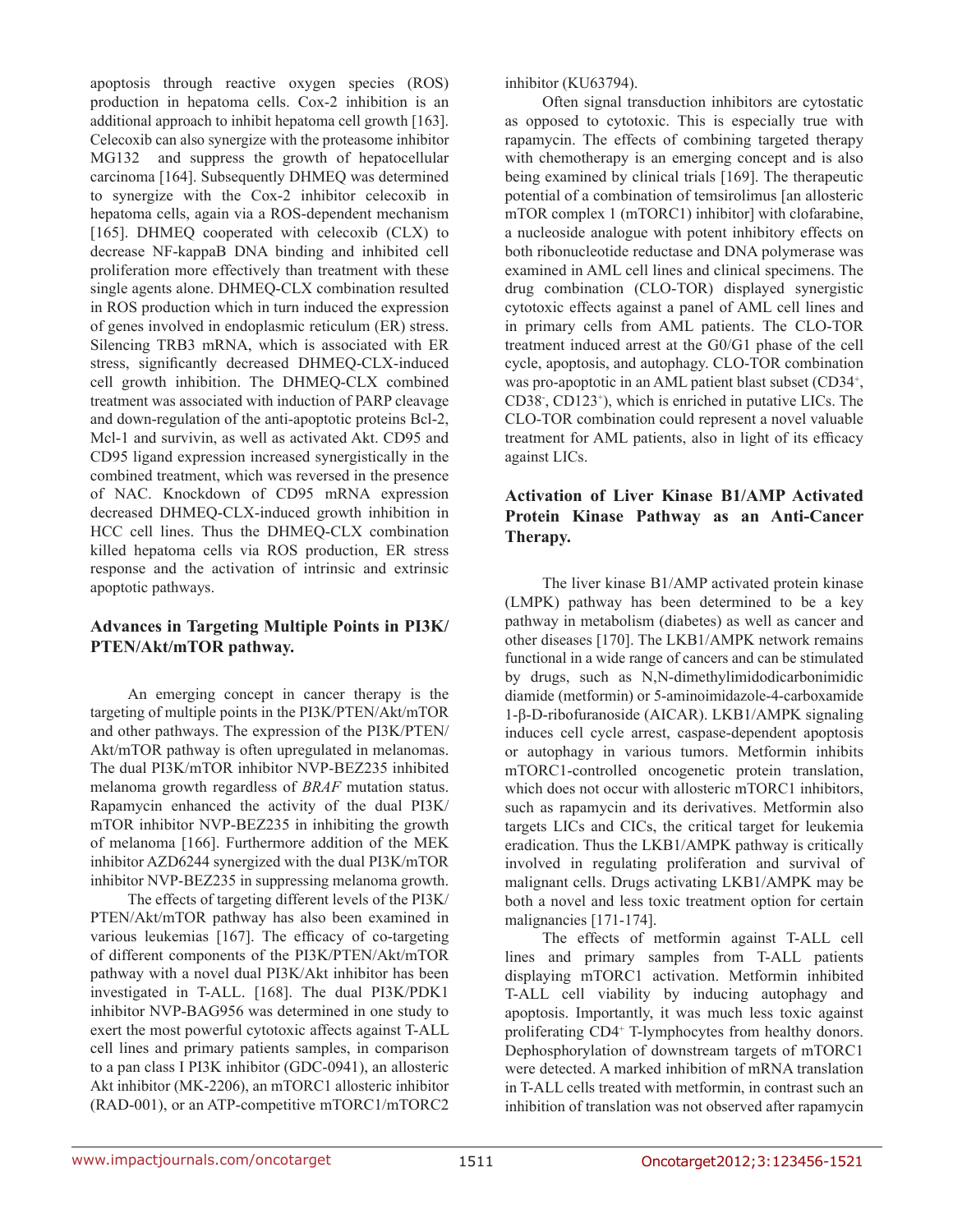apoptosis through reactive oxygen species (ROS) production in hepatoma cells. Cox-2 inhibition is an additional approach to inhibit hepatoma cell growth [163]. Celecoxib can also synergize with the proteasome inhibitor MG132 and suppress the growth of hepatocellular carcinoma [164]. Subsequently DHMEQ was determined to synergize with the Cox-2 inhibitor celecoxib in hepatoma cells, again via a ROS-dependent mechanism [165]. DHMEQ cooperated with celecoxib (CLX) to decrease NF-kappaB DNA binding and inhibited cell proliferation more effectively than treatment with these single agents alone. DHMEQ-CLX combination resulted in ROS production which in turn induced the expression of genes involved in endoplasmic reticulum (ER) stress. Silencing TRB3 mRNA, which is associated with ER stress, significantly decreased DHMEQ-CLX-induced cell growth inhibition. The DHMEQ-CLX combined treatment was associated with induction of PARP cleavage and down-regulation of the anti-apoptotic proteins Bcl-2, Mcl-1 and survivin, as well as activated Akt. CD95 and CD95 ligand expression increased synergistically in the combined treatment, which was reversed in the presence of NAC. Knockdown of CD95 mRNA expression decreased DHMEQ-CLX-induced growth inhibition in HCC cell lines. Thus the DHMEQ-CLX combination killed hepatoma cells via ROS production, ER stress response and the activation of intrinsic and extrinsic apoptotic pathways.

## Advances in Targeting Multiple Points in PI3K/PTEN/Akt/mTOR pathway.

An emerging concept in cancer therapy is the targeting of multiple points in the PI3K/PTEN/Akt/mTOR and other pathways. The expression of the PI3K/PTEN/Akt/mTOR pathway is often upregulated in melanomas. The dual PI3K/mTOR inhibitor NVP-BEZ235 inhibited melanoma growth regardless of *BRAF* mutation status. Rapamycin enhanced the activity of the dual PI3K/mTOR inhibitor NVP-BEZ235 in inhibiting the growth of melanoma [166]. Furthermore addition of the MEK inhibitor AZD6244 synergized with the dual PI3K/mTOR inhibitor NVP-BEZ235 in suppressing melanoma growth.

The effects of targeting different levels of the PI3K/PTEN/Akt/mTOR pathway has also been examined in various leukemias [167]. The efficacy of co-targeting of different components of the PI3K/PTEN/Akt/mTOR pathway with a novel dual PI3K/Akt inhibitor has been investigated in T-ALL. [168]. The dual PI3K/PDK1 inhibitor NVP-BAG956 was determined in one study to exert the most powerful cytotoxic affects against T-ALL cell lines and primary patients samples, in comparison to a pan class I PI3K inhibitor (GDC-0941), an allosteric Akt inhibitor (MK-2206), an mTORC1 allosteric inhibitor (RAD-001), or an ATP-competitive mTORC1/mTORC2 inhibitor (KU63794).

Often signal transduction inhibitors are cytostatic as opposed to cytotoxic. This is especially true with rapamycin. The effects of combining targeted therapy with chemotherapy is an emerging concept and is also being examined by clinical trials [169]. The therapeutic potential of a combination of temsirolimus [an allosteric mTOR complex 1 (mTORC1) inhibitor] with clofarabine, a nucleoside analogue with potent inhibitory effects on both ribonucleotide reductase and DNA polymerase was examined in AML cell lines and clinical specimens. The drug combination (CLO-TOR) displayed synergistic cytotoxic effects against a panel of AML cell lines and in primary cells from AML patients. The CLO-TOR treatment induced arrest at the G0/G1 phase of the cell cycle, apoptosis, and autophagy. CLO-TOR combination was pro-apoptotic in an AML patient blast subset ($CD34^+$, $CD38^-$, $CD123^+$), which is enriched in putative LICs. The CLO-TOR combination could represent a novel valuable treatment for AML patients, also in light of its efficacy against LICs.

## Activation of Liver Kinase B1/AMP Activated Protein Kinase Pathway as an Anti-Cancer Therapy.

The liver kinase B1/AMP activated protein kinase (LMPK) pathway has been determined to be a key pathway in metabolism (diabetes) as well as cancer and other diseases [170]. The LKB1/AMPK network remains functional in a wide range of cancers and can be stimulated by drugs, such as N,N-dimethylimidodicarbonimidic diamide (metformin) or 5-aminoimidazole-4-carboxamide 1-β-D-ribofuranoside (AICAR). LKB1/AMPK signaling induces cell cycle arrest, caspase-dependent apoptosis or autophagy in various tumors. Metformin inhibits mTORC1-controlled oncogenetic protein translation, which does not occur with allosteric mTORC1 inhibitors, such as rapamycin and its derivatives. Metformin also targets LICs and CICs, the critical target for leukemia eradication. Thus the LKB1/AMPK pathway is critically involved in regulating proliferation and survival of malignant cells. Drugs activating LKB1/AMPK may be both a novel and less toxic treatment option for certain malignancies [171-174].

The effects of metformin against T-ALL cell lines and primary samples from T-ALL patients displaying mTORC1 activation. Metformin inhibited T-ALL cell viability by inducing autophagy and apoptosis. Importantly, it was much less toxic against proliferating $CD4^+$ T-lymphocytes from healthy donors. Dephosphorylation of downstream targets of mTORC1 were detected. A marked inhibition of mRNA translation in T-ALL cells treated with metformin, in contrast such an inhibition of translation was not observed after rapamycin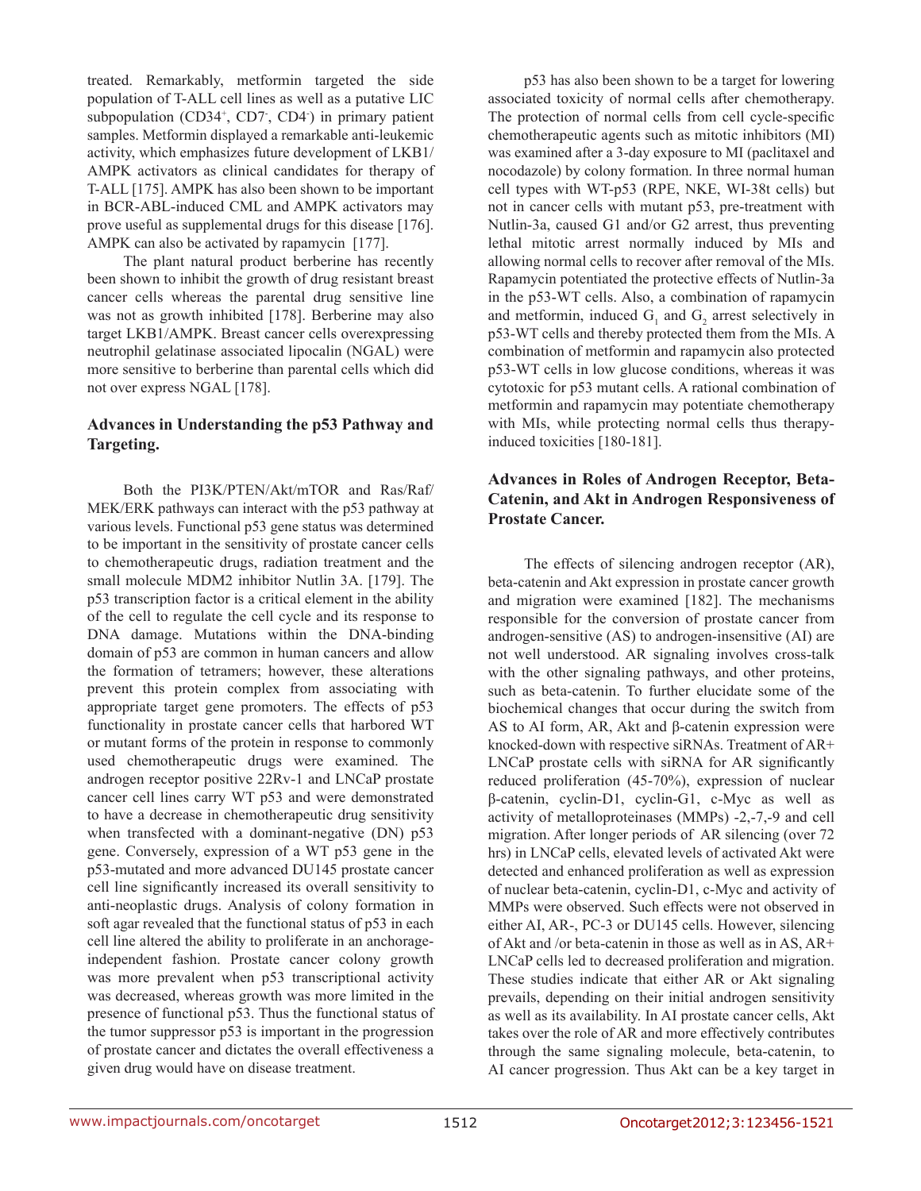treated. Remarkably, metformin targeted the side population of T-ALL cell lines as well as a putative LIC subpopulation (CD34$^+$, CD7$^-$, CD4$^-$) in primary patient samples. Metformin displayed a remarkable anti-leukemic activity, which emphasizes future development of LKB1/AMPK activators as clinical candidates for therapy of T-ALL [175]. AMPK has also been shown to be important in BCR-ABL-induced CML and AMPK activators may prove useful as supplemental drugs for this disease [176]. AMPK can also be activated by rapamycin [177].

The plant natural product berberine has recently been shown to inhibit the growth of drug resistant breast cancer cells whereas the parental drug sensitive line was not as growth inhibited [178]. Berberine may also target LKB1/AMPK. Breast cancer cells overexpressing neutrophil gelatinase associated lipocalin (NGAL) were more sensitive to berberine than parental cells which did not over express NGAL [178].

## Advances in Understanding the p53 Pathway and Targeting.

Both the PI3K/PTEN/Akt/mTOR and Ras/Raf/MEK/ERK pathways can interact with the p53 pathway at various levels. Functional p53 gene status was determined to be important in the sensitivity of prostate cancer cells to chemotherapeutic drugs, radiation treatment and the small molecule MDM2 inhibitor Nutlin 3A. [179]. The p53 transcription factor is a critical element in the ability of the cell to regulate the cell cycle and its response to DNA damage. Mutations within the DNA-binding domain of p53 are common in human cancers and allow the formation of tetramers; however, these alterations prevent this protein complex from associating with appropriate target gene promoters. The effects of p53 functionality in prostate cancer cells that harbored WT or mutant forms of the protein in response to commonly used chemotherapeutic drugs were examined. The androgen receptor positive 22Rv-1 and LNCaP prostate cancer cell lines carry WT p53 and were demonstrated to have a decrease in chemotherapeutic drug sensitivity when transfected with a dominant-negative (DN) p53 gene. Conversely, expression of a WT p53 gene in the p53-mutated and more advanced DU145 prostate cancer cell line significantly increased its overall sensitivity to anti-neoplastic drugs. Analysis of colony formation in soft agar revealed that the functional status of p53 in each cell line altered the ability to proliferate in an anchorage-independent fashion. Prostate cancer colony growth was more prevalent when p53 transcriptional activity was decreased, whereas growth was more limited in the presence of functional p53. Thus the functional status of the tumor suppressor p53 is important in the progression of prostate cancer and dictates the overall effectiveness a given drug would have on disease treatment.

p53 has also been shown to be a target for lowering associated toxicity of normal cells after chemotherapy. The protection of normal cells from cell cycle-specific chemotherapeutic agents such as mitotic inhibitors (MI) was examined after a 3-day exposure to MI (paclitaxel and nocodazole) by colony formation. In three normal human cell types with WT-p53 (RPE, NKE, WI-38t cells) but not in cancer cells with mutant p53, pre-treatment with Nutlin-3a, caused G1 and/or G2 arrest, thus preventing lethal mitotic arrest normally induced by MIs and allowing normal cells to recover after removal of the MIs. Rapamycin potentiated the protective effects of Nutlin-3a in the p53-WT cells. Also, a combination of rapamycin and metformin, induced $G_1$ and $G_2$ arrest selectively in p53-WT cells and thereby protected them from the MIs. A combination of metformin and rapamycin also protected p53-WT cells in low glucose conditions, whereas it was cytotoxic for p53 mutant cells. A rational combination of metformin and rapamycin may potentiate chemotherapy with MIs, while protecting normal cells thus therapy-induced toxicities [180-181].

## Advances in Roles of Androgen Receptor, Beta-Catenin, and Akt in Androgen Responsiveness of Prostate Cancer.

The effects of silencing androgen receptor (AR), beta-catenin and Akt expression in prostate cancer growth and migration were examined [182]. The mechanisms responsible for the conversion of prostate cancer from androgen-sensitive (AS) to androgen-insensitive (AI) are not well understood. AR signaling involves cross-talk with the other signaling pathways, and other proteins, such as beta-catenin. To further elucidate some of the biochemical changes that occur during the switch from AS to AI form, AR, Akt and β-catenin expression were knocked-down with respective siRNAs. Treatment of AR+ LNCaP prostate cells with siRNA for AR significantly reduced proliferation (45-70%), expression of nuclear β-catenin, cyclin-D1, cyclin-G1, c-Myc as well as activity of metalloproteinases (MMPs) -2,-7,-9 and cell migration. After longer periods of AR silencing (over 72 hrs) in LNCaP cells, elevated levels of activated Akt were detected and enhanced proliferation as well as expression of nuclear beta-catenin, cyclin-D1, c-Myc and activity of MMPs were observed. Such effects were not observed in either AI, AR-, PC-3 or DU145 cells. However, silencing of Akt and /or beta-catenin in those as well as in AS, AR+ LNCaP cells led to decreased proliferation and migration. These studies indicate that either AR or Akt signaling prevails, depending on their initial androgen sensitivity as well as its availability. In AI prostate cancer cells, Akt takes over the role of AR and more effectively contributes through the same signaling molecule, beta-catenin, to AI cancer progression. Thus Akt can be a key target in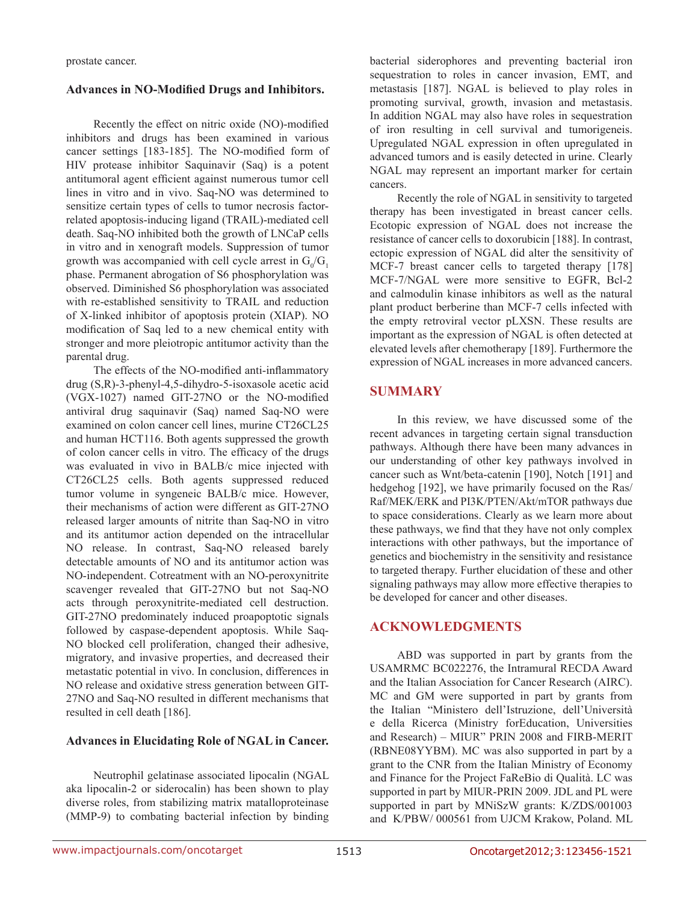prostate cancer.

### Advances in NO-Modified Drugs and Inhibitors.

Recently the effect on nitric oxide (NO)-modified inhibitors and drugs has been examined in various cancer settings [183-185]. The NO-modified form of HIV protease inhibitor Saquinavir (Saq) is a potent antitumoral agent efficient against numerous tumor cell lines in vitro and in vivo. Saq-NO was determined to sensitize certain types of cells to tumor necrosis factor-related apoptosis-inducing ligand (TRAIL)-mediated cell death. Saq-NO inhibited both the growth of LNCaP cells in vitro and in xenograft models. Suppression of tumor growth was accompanied with cell cycle arrest in $G_0/G_1$ phase. Permanent abrogation of S6 phosphorylation was observed. Diminished S6 phosphorylation was associated with re-established sensitivity to TRAIL and reduction of X-linked inhibitor of apoptosis protein (XIAP). NO modification of Saq led to a new chemical entity with stronger and more pleiotropic antitumor activity than the parental drug.

The effects of the NO-modified anti-inflammatory drug (S,R)-3-phenyl-4,5-dihydro-5-isoxasole acetic acid (VGX-1027) named GIT-27NO or the NO-modified antiviral drug saquinavir (Saq) named Saq-NO were examined on colon cancer cell lines, murine CT26CL25 and human HCT116. Both agents suppressed the growth of colon cancer cells in vitro. The efficacy of the drugs was evaluated in vivo in BALB/c mice injected with CT26CL25 cells. Both agents suppressed reduced tumor volume in syngeneic BALB/c mice. However, their mechanisms of action were different as GIT-27NO released larger amounts of nitrite than Saq-NO in vitro and its antitumor action depended on the intracellular NO release. In contrast, Saq-NO released barely detectable amounts of NO and its antitumor action was NO-independent. Cotreatment with an NO-peroxynitrite scavenger revealed that GIT-27NO but not Saq-NO acts through peroxynitrite-mediated cell destruction. GIT-27NO predominately induced proapoptotic signals followed by caspase-dependent apoptosis. While Saq-NO blocked cell proliferation, changed their adhesive, migratory, and invasive properties, and decreased their metastatic potential in vivo. In conclusion, differences in NO release and oxidative stress generation between GIT-27NO and Saq-NO resulted in different mechanisms that resulted in cell death [186].

### Advances in Elucidating Role of NGAL in Cancer.

Neutrophil gelatinase associated lipocalin (NGAL aka lipocalin-2 or siderocalin) has been shown to play diverse roles, from stabilizing matrix metalloproteinase (MMP-9) to combating bacterial infection by binding bacterial siderophores and preventing bacterial iron sequestration to roles in cancer invasion, EMT, and metastasis [187]. NGAL is believed to play roles in promoting survival, growth, invasion and metastasis. In addition NGAL may also have roles in sequestration of iron resulting in cell survival and tumorigeneis. Upregulated NGAL expression in often upregulated in advanced tumors and is easily detected in urine. Clearly NGAL may represent an important marker for certain cancers.

Recently the role of NGAL in sensitivity to targeted therapy has been investigated in breast cancer cells. Ecotopic expression of NGAL does not increase the resistance of cancer cells to doxorubicin [188]. In contrast, ectopic expression of NGAL did alter the sensitivity of MCF-7 breast cancer cells to targeted therapy [178] MCF-7/NGAL were more sensitive to EGFR, Bcl-2 and calmodulin kinase inhibitors as well as the natural plant product berberine than MCF-7 cells infected with the empty retroviral vector pLXSN. These results are important as the expression of NGAL is often detected at elevated levels after chemotherapy [189]. Furthermore the expression of NGAL increases in more advanced cancers.

## SUMMARY

In this review, we have discussed some of the recent advances in targeting certain signal transduction pathways. Although there have been many advances in our understanding of other key pathways involved in cancer such as Wnt/beta-catenin [190], Notch [191] and hedgehog [192], we have primarily focused on the Ras/Raf/MEK/ERK and PI3K/PTEN/Akt/mTOR pathways due to space considerations. Clearly as we learn more about these pathways, we find that they have not only complex interactions with other pathways, but the importance of genetics and biochemistry in the sensitivity and resistance to targeted therapy. Further elucidation of these and other signaling pathways may allow more effective therapies to be developed for cancer and other diseases.

## ACKNOWLEDGMENTS

ABD was supported in part by grants from the USAMRMC BC022276, the Intramural RECDA Award and the Italian Association for Cancer Research (AIRC). MC and GM were supported in part by grants from the Italian "Ministero dell'Università e della Ricerca (Ministry forEducation, Universities and Research) – MIUR" PRIN 2008 and FIRB-MERIT (RBNE08YYBM). MC was also supported in part by a grant to the CNR from the Italian Ministry of Economy and Finance for the Project FaReBio di Qualità. LC was supported in part by MIUR-PRIN 2009. JDL and PL were supported in part by MNiSzW grants: K/ZDS/001003 and K/PBW/ 000561 from UJCM Krakow, Poland. ML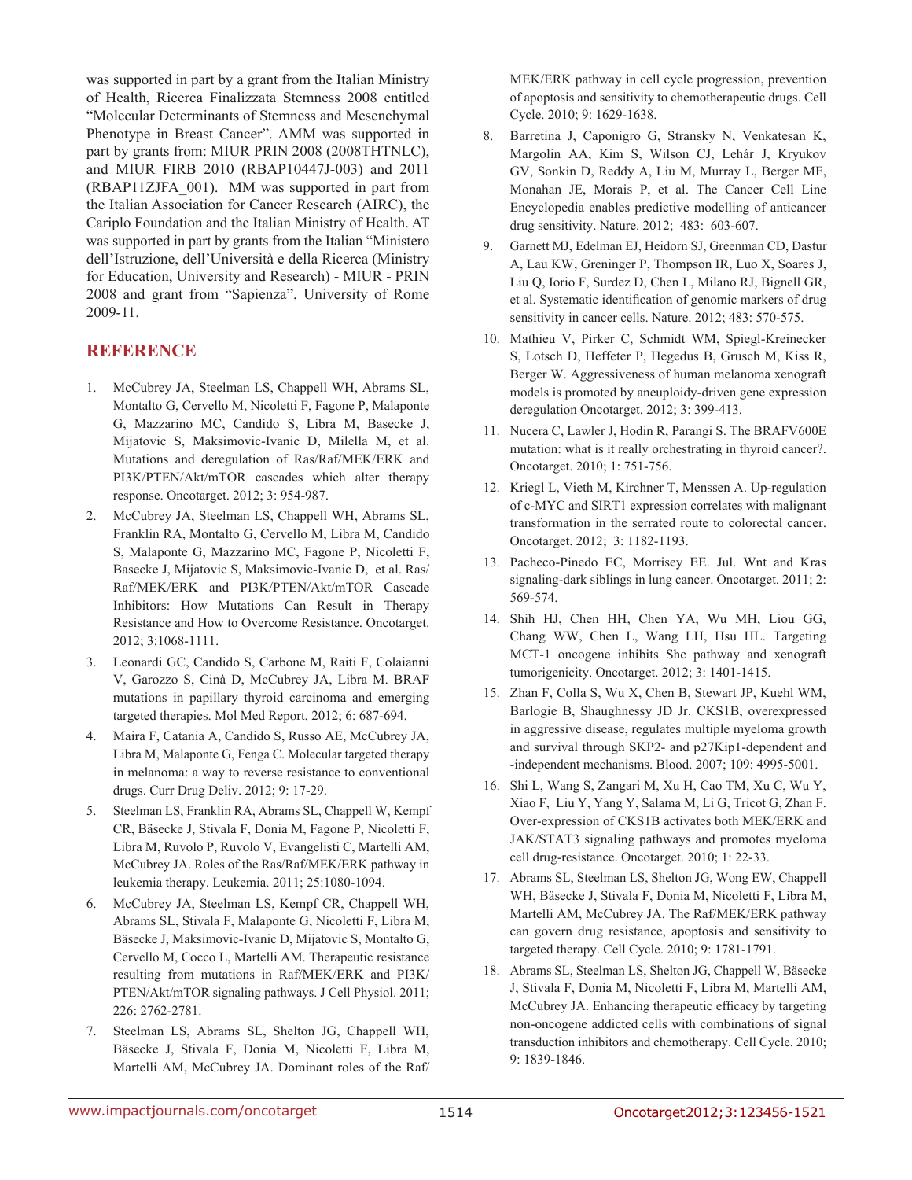was supported in part by a grant from the Italian Ministry of Health, Ricerca Finalizzata Stemness 2008 entitled "Molecular Determinants of Stemness and Mesenchymal Phenotype in Breast Cancer". AMM was supported in part by grants from: MIUR PRIN 2008 (2008THTNLC), and MIUR FIRB 2010 (RBAP10447J-003) and 2011 (RBAP11ZJFA_001). MM was supported in part from the Italian Association for Cancer Research (AIRC), the Cariplo Foundation and the Italian Ministry of Health. AT was supported in part by grants from the Italian "Ministero dell'Istruzione, dell'Università e della Ricerca (Ministry for Education, University and Research) - MIUR - PRIN 2008 and grant from "Sapienza", University of Rome 2009-11.

## REFERENCE

1. McCubrey JA, Steelman LS, Chappell WH, Abrams SL, Montalto G, Cervello M, Nicoletti F, Fagone P, Malaponte G, Mazzarino MC, Candido S, Libra M, Basecke J, Mijatovic S, Maksimovic-Ivanic D, Milella M, et al. Mutations and deregulation of Ras/Raf/MEK/ERK and PI3K/PTEN/Akt/mTOR cascades which alter therapy response. Oncotarget. 2012; 3: 954-987.
2. McCubrey JA, Steelman LS, Chappell WH, Abrams SL, Franklin RA, Montalto G, Cervello M, Libra M, Candido S, Malaponte G, Mazzarino MC, Fagone P, Nicoletti F, Basecke J, Mijatovic S, Maksimovic-Ivanic D, et al. Ras/Raf/MEK/ERK and PI3K/PTEN/Akt/mTOR Cascade Inhibitors: How Mutations Can Result in Therapy Resistance and How to Overcome Resistance. Oncotarget. 2012; 3:1068-1111.
3. Leonardi GC, Candido S, Carbone M, Raiti F, Colaianni V, Garozzo S, Cinà D, McCubrey JA, Libra M. BRAF mutations in papillary thyroid carcinoma and emerging targeted therapies. Mol Med Report. 2012; 6: 687-694.
4. Maira F, Catania A, Candido S, Russo AE, McCubrey JA, Libra M, Malaponte G, Fenga C. Molecular targeted therapy in melanoma: a way to reverse resistance to conventional drugs. Curr Drug Deliv. 2012; 9: 17-29.
5. Steelman LS, Franklin RA, Abrams SL, Chappell W, Kempf CR, Bäsecke J, Stivala F, Donia M, Fagone P, Nicoletti F, Libra M, Ruvolo P, Ruvolo V, Evangelisti C, Martelli AM, McCubrey JA. Roles of the Ras/Raf/MEK/ERK pathway in leukemia therapy. Leukemia. 2011; 25:1080-1094.
6. McCubrey JA, Steelman LS, Kempf CR, Chappell WH, Abrams SL, Stivala F, Malaponte G, Nicoletti F, Libra M, Bäsecke J, Maksimovic-Ivanic D, Mijatovic S, Montalto G, Cervello M, Cocco L, Martelli AM. Therapeutic resistance resulting from mutations in Raf/MEK/ERK and PI3K/PTEN/Akt/mTOR signaling pathways. J Cell Physiol. 2011; 226: 2762-2781.
7. Steelman LS, Abrams SL, Shelton JG, Chappell WH, Bäsecke J, Stivala F, Donia M, Nicoletti F, Libra M, Martelli AM, McCubrey JA. Dominant roles of the Raf/MEK/ERK pathway in cell cycle progression, prevention of apoptosis and sensitivity to chemotherapeutic drugs. Cell Cycle. 2010; 9: 1629-1638.
8. Barretina J, Caponigro G, Stransky N, Venkatesan K, Margolin AA, Kim S, Wilson CJ, Lehár J, Kryukov GV, Sonkin D, Reddy A, Liu M, Murray L, Berger MF, Monahan JE, Morais P, et al. The Cancer Cell Line Encyclopedia enables predictive modelling of anticancer drug sensitivity. Nature. 2012; 483: 603-607.
9. Garnett MJ, Edelman EJ, Heidorn SJ, Greenman CD, Dastur A, Lau KW, Greninger P, Thompson IR, Luo X, Soares J, Liu Q, Iorio F, Surdez D, Chen L, Milano RJ, Bignell GR, et al. Systematic identification of genomic markers of drug sensitivity in cancer cells. Nature. 2012; 483: 570-575.
10. Mathieu V, Pirker C, Schmidt WM, Spiegl-Kreinecker S, Lotsch D, Heffeter P, Hegedus B, Grusch M, Kiss R, Berger W. Aggressiveness of human melanoma xenograft models is promoted by aneuploidy-driven gene expression deregulation Oncotarget. 2012; 3: 399-413.
11. Nucera C, Lawler J, Hodin R, Parangi S. The BRAFV600E mutation: what is it really orchestrating in thyroid cancer?. Oncotarget. 2010; 1: 751-756.
12. Kriegl L, Vieth M, Kirchner T, Menssen A. Up-regulation of c-MYC and SIRT1 expression correlates with malignant transformation in the serrated route to colorectal cancer. Oncotarget. 2012; 3: 1182-1193.
13. Pacheco-Pinedo EC, Morrisey EE. Jul. Wnt and Kras signaling-dark siblings in lung cancer. Oncotarget. 2011; 2: 569-574.
14. Shih HJ, Chen HH, Chen YA, Wu MH, Liou GG, Chang WW, Chen L, Wang LH, Hsu HL. Targeting MCT-1 oncogene inhibits Shc pathway and xenograft tumorigenicity. Oncotarget. 2012; 3: 1401-1415.
15. Zhan F, Colla S, Wu X, Chen B, Stewart JP, Kuehl WM, Barlogie B, Shaughnessy JD Jr. CKS1B, overexpressed in aggressive disease, regulates multiple myeloma growth and survival through SKP2- and p27Kip1-dependent and -independent mechanisms. Blood. 2007; 109: 4995-5001.
16. Shi L, Wang S, Zangari M, Xu H, Cao TM, Xu C, Wu Y, Xiao F, Liu Y, Yang Y, Salama M, Li G, Tricot G, Zhan F. Over-expression of CKS1B activates both MEK/ERK and JAK/STAT3 signaling pathways and promotes myeloma cell drug-resistance. Oncotarget. 2010; 1: 22-33.
17. Abrams SL, Steelman LS, Shelton JG, Wong EW, Chappell WH, Bäsecke J, Stivala F, Donia M, Nicoletti F, Libra M, Martelli AM, McCubrey JA. The Raf/MEK/ERK pathway can govern drug resistance, apoptosis and sensitivity to targeted therapy. Cell Cycle. 2010; 9: 1781-1791.
18. Abrams SL, Steelman LS, Shelton JG, Chappell W, Bäsecke J, Stivala F, Donia M, Nicoletti F, Libra M, Martelli AM, McCubrey JA. Enhancing therapeutic efficacy by targeting non-oncogene addicted cells with combinations of signal transduction inhibitors and chemotherapy. Cell Cycle. 2010; 9: 1839-1846.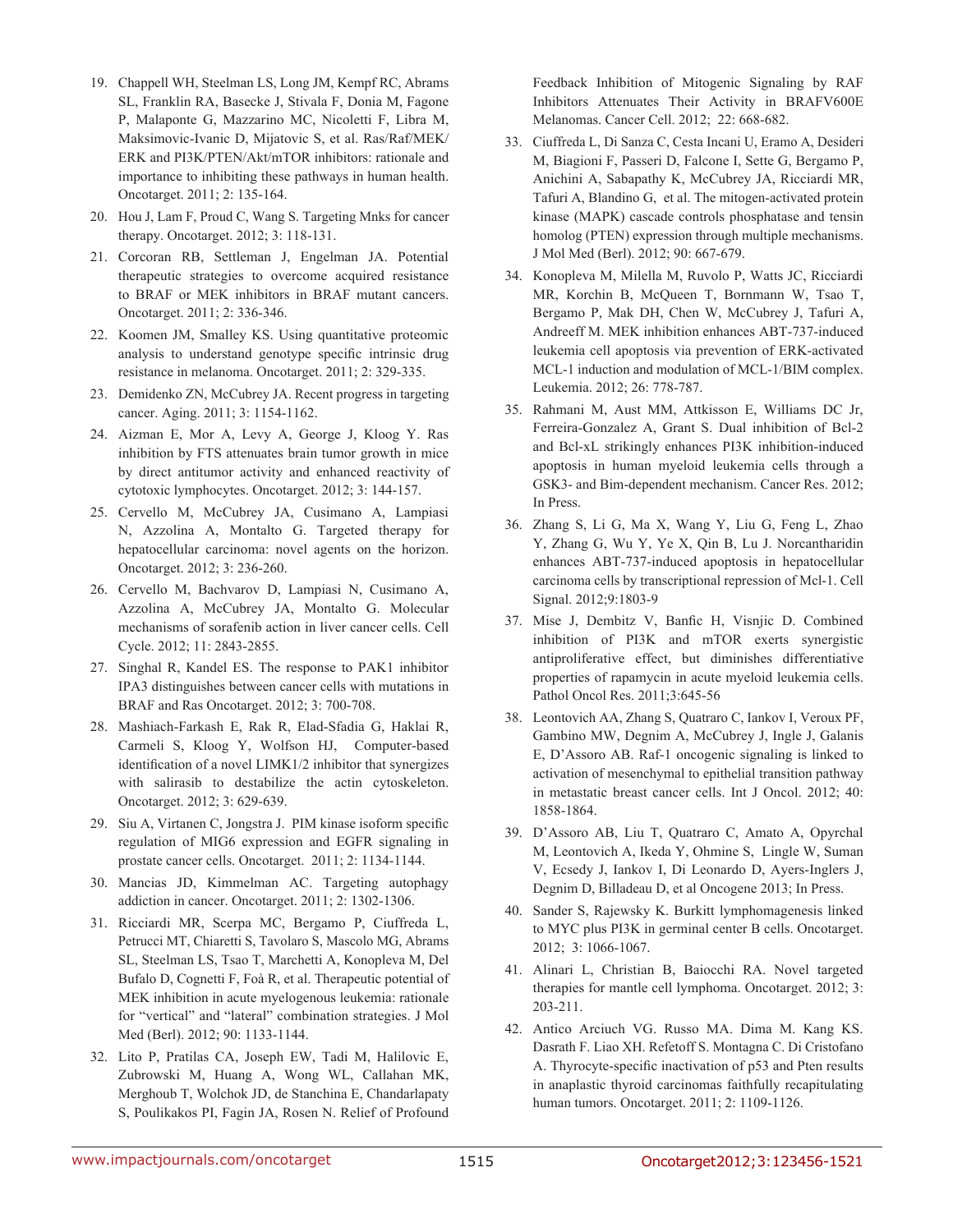19. Chappell WH, Steelman LS, Long JM, Kempf RC, Abrams SL, Franklin RA, Basecke J, Stivala F, Donia M, Fagone P, Malaponte G, Mazzarino MC, Nicoletti F, Libra M, Maksimovic-Ivanic D, Mijatovic S, et al. Ras/Raf/MEK/ERK and PI3K/PTEN/Akt/mTOR inhibitors: rationale and importance to inhibiting these pathways in human health. Oncotarget. 2011; 2: 135-164.

20. Hou J, Lam F, Proud C, Wang S. Targeting Mnks for cancer therapy. Oncotarget. 2012; 3: 118-131.

21. Corcoran RB, Settleman J, Engelman JA. Potential therapeutic strategies to overcome acquired resistance to BRAF or MEK inhibitors in BRAF mutant cancers. Oncotarget. 2011; 2: 336-346.

22. Koomen JM, Smalley KS. Using quantitative proteomic analysis to understand genotype specific intrinsic drug resistance in melanoma. Oncotarget. 2011; 2: 329-335.

23. Demidenko ZN, McCubrey JA. Recent progress in targeting cancer. Aging. 2011; 3: 1154-1162.

24. Aizman E, Mor A, Levy A, George J, Kloog Y. Ras inhibition by FTS attenuates brain tumor growth in mice by direct antitumor activity and enhanced reactivity of cytotoxic lymphocytes. Oncotarget. 2012; 3: 144-157.

25. Cervello M, McCubrey JA, Cusimano A, Lampiasi N, Azzolina A, Montalto G. Targeted therapy for hepatocellular carcinoma: novel agents on the horizon. Oncotarget. 2012; 3: 236-260.

26. Cervello M, Bachvarov D, Lampiasi N, Cusimano A, Azzolina A, McCubrey JA, Montalto G. Molecular mechanisms of sorafenib action in liver cancer cells. Cell Cycle. 2012; 11: 2843-2855.

27. Singhal R, Kandel ES. The response to PAK1 inhibitor IPA3 distinguishes between cancer cells with mutations in BRAF and Ras Oncotarget. 2012; 3: 700-708.

28. Mashiach-Farkash E, Rak R, Elad-Sfadia G, Haklai R, Carmeli S, Kloog Y, Wolfson HJ, Computer-based identification of a novel LIMK1/2 inhibitor that synergizes with salirasib to destabilize the actin cytoskeleton. Oncotarget. 2012; 3: 629-639.

29. Siu A, Virtanen C, Jongstra J. PIM kinase isoform specific regulation of MIG6 expression and EGFR signaling in prostate cancer cells. Oncotarget. 2011; 2: 1134-1144.

30. Mancias JD, Kimmelman AC. Targeting autophagy addiction in cancer. Oncotarget. 2011; 2: 1302-1306.

31. Ricciardi MR, Scerpa MC, Bergamo P, Ciuffreda L, Petrucci MT, Chiaretti S, Tavolaro S, Mascolo MG, Abrams SL, Steelman LS, Tsao T, Marchetti A, Konopleva M, Del Bufalo D, Cognetti F, Foà R, et al. Therapeutic potential of MEK inhibition in acute myelogenous leukemia: rationale for "vertical" and "lateral" combination strategies. J Mol Med (Berl). 2012; 90: 1133-1144.

32. Lito P, Pratilas CA, Joseph EW, Tadi M, Halilovic E, Zubrowski M, Huang A, Wong WL, Callahan MK, Merghoub T, Wolchok JD, de Stanchina E, Chandarlapaty S, Poulikakos PI, Fagin JA, Rosen N. Relief of Profound Feedback Inhibition of Mitogenic Signaling by RAF Inhibitors Attenuates Their Activity in BRAFV600E Melanomas. Cancer Cell. 2012; 22: 668-682.

33. Ciuffreda L, Di Sanza C, Cesta Incani U, Eramo A, Desideri M, Biagioni F, Passeri D, Falcone I, Sette G, Bergamo P, Anichini A, Sabapathy K, McCubrey JA, Ricciardi MR, Tafuri A, Blandino G, et al. The mitogen-activated protein kinase (MAPK) cascade controls phosphatase and tensin homolog (PTEN) expression through multiple mechanisms. J Mol Med (Berl). 2012; 90: 667-679.

34. Konopleva M, Milella M, Ruvolo P, Watts JC, Ricciardi MR, Korchin B, McQueen T, Bornmann W, Tsao T, Bergamo P, Mak DH, Chen W, McCubrey J, Tafuri A, Andreeff M. MEK inhibition enhances ABT-737-induced leukemia cell apoptosis via prevention of ERK-activated MCL-1 induction and modulation of MCL-1/BIM complex. Leukemia. 2012; 26: 778-787.

35. Rahmani M, Aust MM, Attkisson E, Williams DC Jr, Ferreira-Gonzalez A, Grant S. Dual inhibition of Bcl-2 and Bcl-xL strikingly enhances PI3K inhibition-induced apoptosis in human myeloid leukemia cells through a GSK3- and Bim-dependent mechanism. Cancer Res. 2012; In Press.

36. Zhang S, Li G, Ma X, Wang Y, Liu G, Feng L, Zhao Y, Zhang G, Wu Y, Ye X, Qin B, Lu J. Norcantharidin enhances ABT-737-induced apoptosis in hepatocellular carcinoma cells by transcriptional repression of Mcl-1. Cell Signal. 2012;9:1803-9

37. Mise J, Dembitz V, Banfic H, Visnjic D. Combined inhibition of PI3K and mTOR exerts synergistic antiproliferative effect, but diminishes differentiative properties of rapamycin in acute myeloid leukemia cells. Pathol Oncol Res. 2011;3:645-56

38. Leontovich AA, Zhang S, Quatraro C, Iankov I, Veroux PF, Gambino MW, Degnim A, McCubrey J, Ingle J, Galanis E, D'Assoro AB. Raf-1 oncogenic signaling is linked to activation of mesenchymal to epithelial transition pathway in metastatic breast cancer cells. Int J Oncol. 2012; 40: 1858-1864.

39. D'Assoro AB, Liu T, Quatraro C, Amato A, Opyrchal M, Leontovich A, Ikeda Y, Ohmine S, Lingle W, Suman V, Ecsedy J, Iankov I, Di Leonardo D, Ayers-Inglers J, Degnim D, Billadeau D, et al Oncogene 2013; In Press.

40. Sander S, Rajewsky K. Burkitt lymphomagenesis linked to MYC plus PI3K in germinal center B cells. Oncotarget. 2012; 3: 1066-1067.

41. Alinari L, Christian B, Baiocchi RA. Novel targeted therapies for mantle cell lymphoma. Oncotarget. 2012; 3: 203-211.

42. Antico Arciuch VG. Russo MA. Dima M. Kang KS. Dasrath F. Liao XH. Refetoff S. Montagna C. Di Cristofano A. Thyrocyte-specific inactivation of p53 and Pten results in anaplastic thyroid carcinomas faithfully recapitulating human tumors. Oncotarget. 2011; 2: 1109-1126.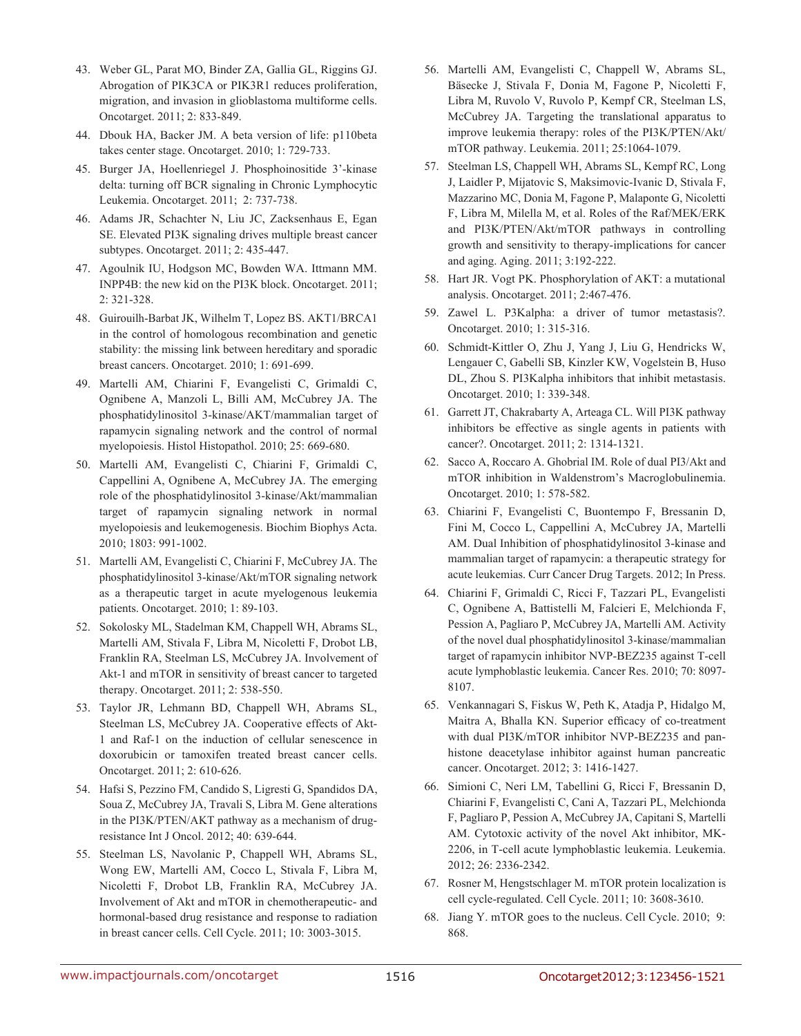43. Weber GL, Parat MO, Binder ZA, Gallia GL, Riggins GJ. Abrogation of PIK3CA or PIK3R1 reduces proliferation, migration, and invasion in glioblastoma multiforme cells. Oncotarget. 2011; 2: 833-849.

44. Dbouk HA, Backer JM. A beta version of life: p110beta takes center stage. Oncotarget. 2010; 1: 729-733.

45. Burger JA, Hoellenriegel J. Phosphoinositide 3'-kinase delta: turning off BCR signaling in Chronic Lymphocytic Leukemia. Oncotarget. 2011; 2: 737-738.

46. Adams JR, Schachter N, Liu JC, Zacksenhaus E, Egan SE. Elevated PI3K signaling drives multiple breast cancer subtypes. Oncotarget. 2011; 2: 435-447.

47. Agoulnik IU, Hodgson MC, Bowden WA. Ittmann MM. INPP4B: the new kid on the PI3K block. Oncotarget. 2011; 2: 321-328.

48. Guirouilh-Barbat JK, Wilhelm T, Lopez BS. AKT1/BRCA1 in the control of homologous recombination and genetic stability: the missing link between hereditary and sporadic breast cancers. Oncotarget. 2010; 1: 691-699.

49. Martelli AM, Chiarini F, Evangelisti C, Grimaldi C, Ognibene A, Manzoli L, Billi AM, McCubrey JA. The phosphatidylinositol 3-kinase/AKT/mammalian target of rapamycin signaling network and the control of normal myelopoiesis. Histol Histopathol. 2010; 25: 669-680.

50. Martelli AM, Evangelisti C, Chiarini F, Grimaldi C, Cappellini A, Ognibene A, McCubrey JA. The emerging role of the phosphatidylinositol 3-kinase/Akt/mammalian target of rapamycin signaling network in normal myelopoiesis and leukemogenesis. Biochim Biophys Acta. 2010; 1803: 991-1002.

51. Martelli AM, Evangelisti C, Chiarini F, McCubrey JA. The phosphatidylinositol 3-kinase/Akt/mTOR signaling network as a therapeutic target in acute myelogenous leukemia patients. Oncotarget. 2010; 1: 89-103.

52. Sokolosky ML, Stadelman KM, Chappell WH, Abrams SL, Martelli AM, Stivala F, Libra M, Nicoletti F, Drobot LB, Franklin RA, Steelman LS, McCubrey JA. Involvement of Akt-1 and mTOR in sensitivity of breast cancer to targeted therapy. Oncotarget. 2011; 2: 538-550.

53. Taylor JR, Lehmann BD, Chappell WH, Abrams SL, Steelman LS, McCubrey JA. Cooperative effects of Akt-1 and Raf-1 on the induction of cellular senescence in doxorubicin or tamoxifen treated breast cancer cells. Oncotarget. 2011; 2: 610-626.

54. Hafsi S, Pezzino FM, Candido S, Ligresti G, Spandidos DA, Soua Z, McCubrey JA, Travali S, Libra M. Gene alterations in the PI3K/PTEN/AKT pathway as a mechanism of drug-resistance Int J Oncol. 2012; 40: 639-644.

55. Steelman LS, Navolanic P, Chappell WH, Abrams SL, Wong EW, Martelli AM, Cocco L, Stivala F, Libra M, Nicoletti F, Drobot LB, Franklin RA, McCubrey JA. Involvement of Akt and mTOR in chemotherapeutic- and hormonal-based drug resistance and response to radiation in breast cancer cells. Cell Cycle. 2011; 10: 3003-3015.

56. Martelli AM, Evangelisti C, Chappell W, Abrams SL, Bäsecke J, Stivala F, Donia M, Fagone P, Nicoletti F, Libra M, Ruvolo V, Ruvolo P, Kempf CR, Steelman LS, McCubrey JA. Targeting the translational apparatus to improve leukemia therapy: roles of the PI3K/PTEN/Akt/mTOR pathway. Leukemia. 2011; 25:1064-1079.

57. Steelman LS, Chappell WH, Abrams SL, Kempf RC, Long J, Laidler P, Mijatovic S, Maksimovic-Ivanic D, Stivala F, Mazzarino MC, Donia M, Fagone P, Malaponte G, Nicoletti F, Libra M, Milella M, et al. Roles of the Raf/MEK/ERK and PI3K/PTEN/Akt/mTOR pathways in controlling growth and sensitivity to therapy-implications for cancer and aging. Aging. 2011; 3:192-222.

58. Hart JR. Vogt PK. Phosphorylation of AKT: a mutational analysis. Oncotarget. 2011; 2:467-476.

59. Zawel L. P3Kalpha: a driver of tumor metastasis?. Oncotarget. 2010; 1: 315-316.

60. Schmidt-Kittler O, Zhu J, Yang J, Liu G, Hendricks W, Lengauer C, Gabelli SB, Kinzler KW, Vogelstein B, Huso DL, Zhou S. PI3Kalpha inhibitors that inhibit metastasis. Oncotarget. 2010; 1: 339-348.

61. Garrett JT, Chakrabarty A, Arteaga CL. Will PI3K pathway inhibitors be effective as single agents in patients with cancer?. Oncotarget. 2011; 2: 1314-1321.

62. Sacco A, Roccaro A. Ghobrial IM. Role of dual PI3/Akt and mTOR inhibition in Waldenstrom's Macroglobulinemia. Oncotarget. 2010; 1: 578-582.

63. Chiarini F, Evangelisti C, Buontempo F, Bressanin D, Fini M, Cocco L, Cappellini A, McCubrey JA, Martelli AM. Dual Inhibition of phosphatidylinositol 3-kinase and mammalian target of rapamycin: a therapeutic strategy for acute leukemias. Curr Cancer Drug Targets. 2012; In Press.

64. Chiarini F, Grimaldi C, Ricci F, Tazzari PL, Evangelisti C, Ognibene A, Battistelli M, Falcieri E, Melchionda F, Pession A, Pagliaro P, McCubrey JA, Martelli AM. Activity of the novel dual phosphatidylinositol 3-kinase/mammalian target of rapamycin inhibitor NVP-BEZ235 against T-cell acute lymphoblastic leukemia. Cancer Res. 2010; 70: 8097-8107.

65. Venkannagari S, Fiskus W, Peth K, Atadja P, Hidalgo M, Maitra A, Bhalla KN. Superior efficacy of co-treatment with dual PI3K/mTOR inhibitor NVP-BEZ235 and pan-histone deacetylase inhibitor against human pancreatic cancer. Oncotarget. 2012; 3: 1416-1427.

66. Simioni C, Neri LM, Tabellini G, Ricci F, Bressanin D, Chiarini F, Evangelisti C, Cani A, Tazzari PL, Melchionda F, Pagliaro P, Pession A, McCubrey JA, Capitani S, Martelli AM. Cytotoxic activity of the novel Akt inhibitor, MK-2206, in T-cell acute lymphoblastic leukemia. Leukemia. 2012; 26: 2336-2342.

67. Rosner M, Hengstschlager M. mTOR protein localization is cell cycle-regulated. Cell Cycle. 2011; 10: 3608-3610.

68. Jiang Y. mTOR goes to the nucleus. Cell Cycle. 2010; 9: 868.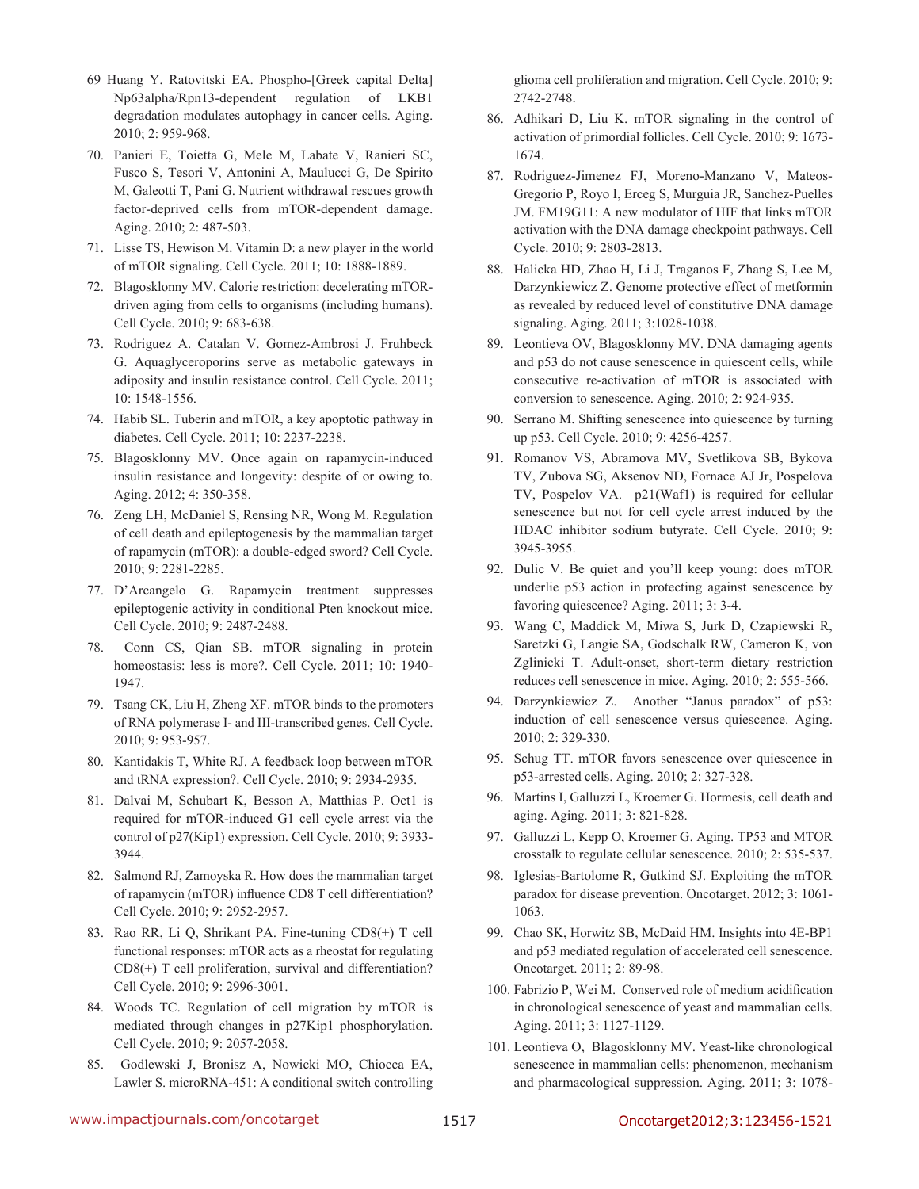69 Huang Y. Ratovitski EA. Phospho-[Greek capital Delta] Np63alpha/Rpn13-dependent regulation of LKB1 degradation modulates autophagy in cancer cells. Aging. 2010; 2: 959-968.

70. Panieri E, Toietta G, Mele M, Labate V, Ranieri SC, Fusco S, Tesori V, Antonini A, Maulucci G, De Spirito M, Galeotti T, Pani G. Nutrient withdrawal rescues growth factor-deprived cells from mTOR-dependent damage. Aging. 2010; 2: 487-503.

71. Lisse TS, Hewison M. Vitamin D: a new player in the world of mTOR signaling. Cell Cycle. 2011; 10: 1888-1889.

72. Blagosklonny MV. Calorie restriction: decelerating mTOR-driven aging from cells to organisms (including humans). Cell Cycle. 2010; 9: 683-638.

73. Rodriguez A. Catalan V. Gomez-Ambrosi J. Fruhbeck G. Aquaglyceroporins serve as metabolic gateways in adiposity and insulin resistance control. Cell Cycle. 2011; 10: 1548-1556.

74. Habib SL. Tuberin and mTOR, a key apoptotic pathway in diabetes. Cell Cycle. 2011; 10: 2237-2238.

75. Blagosklonny MV. Once again on rapamycin-induced insulin resistance and longevity: despite of or owing to. Aging. 2012; 4: 350-358.

76. Zeng LH, McDaniel S, Rensing NR, Wong M. Regulation of cell death and epileptogenesis by the mammalian target of rapamycin (mTOR): a double-edged sword? Cell Cycle. 2010; 9: 2281-2285.

77. D'Arcangelo G. Rapamycin treatment suppresses epileptogenic activity in conditional Pten knockout mice. Cell Cycle. 2010; 9: 2487-2488.

78. Conn CS, Qian SB. mTOR signaling in protein homeostasis: less is more?. Cell Cycle. 2011; 10: 1940-1947.

79. Tsang CK, Liu H, Zheng XF. mTOR binds to the promoters of RNA polymerase I- and III-transcribed genes. Cell Cycle. 2010; 9: 953-957.

80. Kantidakis T, White RJ. A feedback loop between mTOR and tRNA expression?. Cell Cycle. 2010; 9: 2934-2935.

81. Dalvai M, Schubart K, Besson A, Matthias P. Oct1 is required for mTOR-induced G1 cell cycle arrest via the control of p27(Kip1) expression. Cell Cycle. 2010; 9: 3933-3944.

82. Salmond RJ, Zamoyska R. How does the mammalian target of rapamycin (mTOR) influence CD8 T cell differentiation? Cell Cycle. 2010; 9: 2952-2957.

83. Rao RR, Li Q, Shrikant PA. Fine-tuning CD8(+) T cell functional responses: mTOR acts as a rheostat for regulating CD8(+) T cell proliferation, survival and differentiation? Cell Cycle. 2010; 9: 2996-3001.

84. Woods TC. Regulation of cell migration by mTOR is mediated through changes in p27Kip1 phosphorylation. Cell Cycle. 2010; 9: 2057-2058.

85. Godlewski J, Bronisz A, Nowicki MO, Chiocca EA, Lawler S. microRNA-451: A conditional switch controlling glioma cell proliferation and migration. Cell Cycle. 2010; 9: 2742-2748.

86. Adhikari D, Liu K. mTOR signaling in the control of activation of primordial follicles. Cell Cycle. 2010; 9: 1673-1674.

87. Rodriguez-Jimenez FJ, Moreno-Manzano V, Mateos-Gregorio P, Royo I, Erceg S, Murguia JR, Sanchez-Puelles JM. FM19G11: A new modulator of HIF that links mTOR activation with the DNA damage checkpoint pathways. Cell Cycle. 2010; 9: 2803-2813.

88. Halicka HD, Zhao H, Li J, Traganos F, Zhang S, Lee M, Darzynkiewicz Z. Genome protective effect of metformin as revealed by reduced level of constitutive DNA damage signaling. Aging. 2011; 3:1028-1038.

89. Leontieva OV, Blagosklonny MV. DNA damaging agents and p53 do not cause senescence in quiescent cells, while consecutive re-activation of mTOR is associated with conversion to senescence. Aging. 2010; 2: 924-935.

90. Serrano M. Shifting senescence into quiescence by turning up p53. Cell Cycle. 2010; 9: 4256-4257.

91. Romanov VS, Abramova MV, Svetlikova SB, Bykova TV, Zubova SG, Aksenov ND, Fornace AJ Jr, Pospelova TV, Pospelov VA. p21(Waf1) is required for cellular senescence but not for cell cycle arrest induced by the HDAC inhibitor sodium butyrate. Cell Cycle. 2010; 9: 3945-3955.

92. Dulic V. Be quiet and you'll keep young: does mTOR underlie p53 action in protecting against senescence by favoring quiescence? Aging. 2011; 3: 3-4.

93. Wang C, Maddick M, Miwa S, Jurk D, Czapiewski R, Saretzki G, Langie SA, Godschalk RW, Cameron K, von Zglinicki T. Adult-onset, short-term dietary restriction reduces cell senescence in mice. Aging. 2010; 2: 555-566.

94. Darzynkiewicz Z. Another "Janus paradox" of p53: induction of cell senescence versus quiescence. Aging. 2010; 2: 329-330.

95. Schug TT. mTOR favors senescence over quiescence in p53-arrested cells. Aging. 2010; 2: 327-328.

96. Martins I, Galluzzi L, Kroemer G. Hormesis, cell death and aging. Aging. 2011; 3: 821-828.

97. Galluzzi L, Kepp O, Kroemer G. Aging. TP53 and MTOR crosstalk to regulate cellular senescence. 2010; 2: 535-537.

98. Iglesias-Bartolome R, Gutkind SJ. Exploiting the mTOR paradox for disease prevention. Oncotarget. 2012; 3: 1061-1063.

99. Chao SK, Horwitz SB, McDaid HM. Insights into 4E-BP1 and p53 mediated regulation of accelerated cell senescence. Oncotarget. 2011; 2: 89-98.

100. Fabrizio P, Wei M. Conserved role of medium acidification in chronological senescence of yeast and mammalian cells. Aging. 2011; 3: 1127-1129.

101. Leontieva O, Blagosklonny MV. Yeast-like chronological senescence in mammalian cells: phenomenon, mechanism and pharmacological suppression. Aging. 2011; 3: 1078-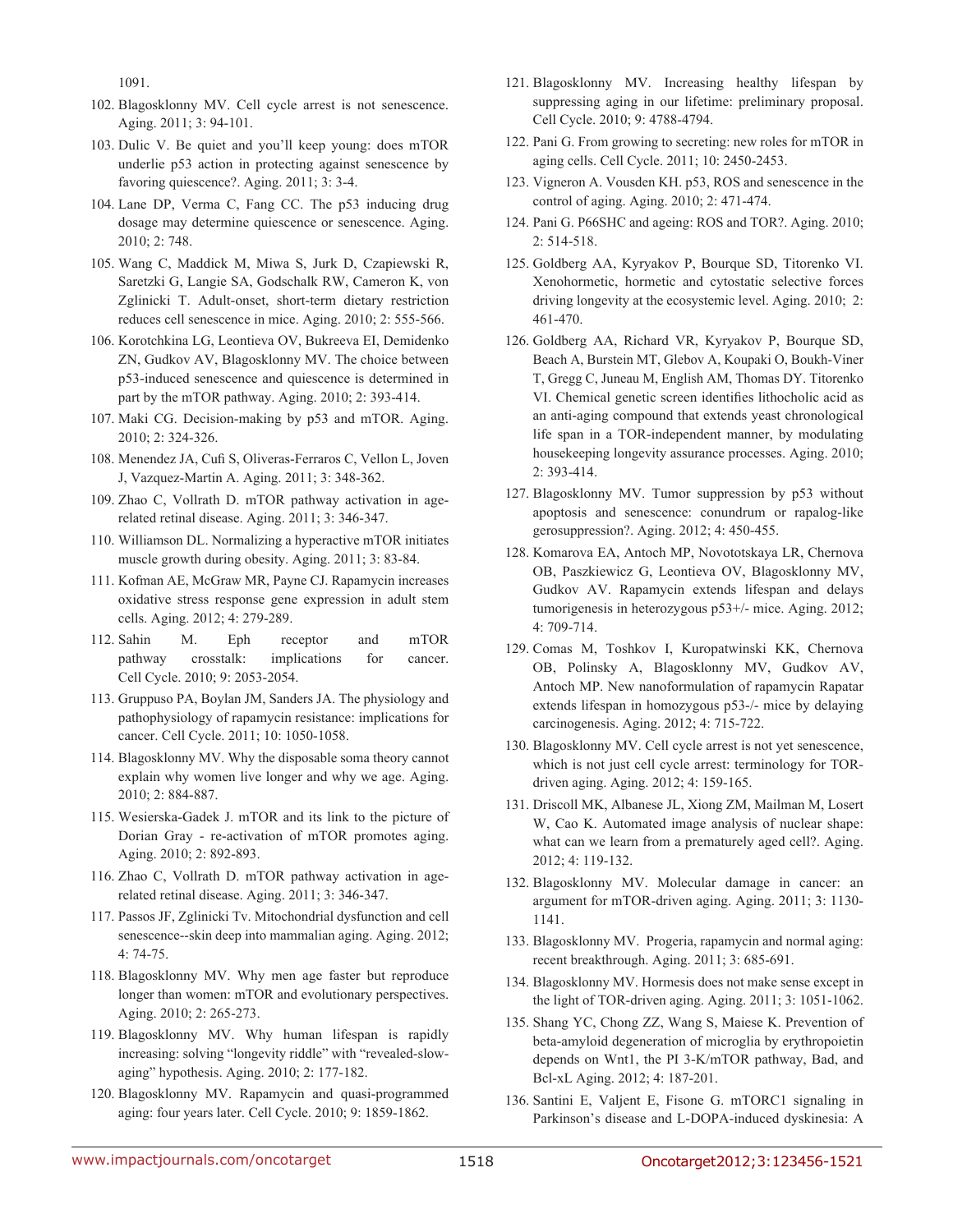1091.

102. Blagosklonny MV. Cell cycle arrest is not senescence. Aging. 2011; 3: 94-101.
103. Dulic V. Be quiet and you'll keep young: does mTOR underlie p53 action in protecting against senescence by favoring quiescence?. Aging. 2011; 3: 3-4.
104. Lane DP, Verma C, Fang CC. The p53 inducing drug dosage may determine quiescence or senescence. Aging. 2010; 2: 748.
105. Wang C, Maddick M, Miwa S, Jurk D, Czapiewski R, Saretzki G, Langie SA, Godschalk RW, Cameron K, von Zglinicki T. Adult-onset, short-term dietary restriction reduces cell senescence in mice. Aging. 2010; 2: 555-566.
106. Korotchkina LG, Leontieva OV, Bukreeva EI, Demidenko ZN, Gudkov AV, Blagosklonny MV. The choice between p53-induced senescence and quiescence is determined in part by the mTOR pathway. Aging. 2010; 2: 393-414.
107. Maki CG. Decision-making by p53 and mTOR. Aging. 2010; 2: 324-326.
108. Menendez JA, Cufi S, Oliveras-Ferraros C, Vellon L, Joven J, Vazquez-Martin A. Aging. 2011; 3: 348-362.
109. Zhao C, Vollrath D. mTOR pathway activation in age-related retinal disease. Aging. 2011; 3: 346-347.
110. Williamson DL. Normalizing a hyperactive mTOR initiates muscle growth during obesity. Aging. 2011; 3: 83-84.
111. Kofman AE, McGraw MR, Payne CJ. Rapamycin increases oxidative stress response gene expression in adult stem cells. Aging. 2012; 4: 279-289.
112. Sahin M. Eph receptor and mTOR pathway crosstalk: implications for cancer. Cell Cycle. 2010; 9: 2053-2054.
113. Gruppuso PA, Boylan JM, Sanders JA. The physiology and pathophysiology of rapamycin resistance: implications for cancer. Cell Cycle. 2011; 10: 1050-1058.
114. Blagosklonny MV. Why the disposable soma theory cannot explain why women live longer and why we age. Aging. 2010; 2: 884-887.
115. Wesierska-Gadek J. mTOR and its link to the picture of Dorian Gray - re-activation of mTOR promotes aging. Aging. 2010; 2: 892-893.
116. Zhao C, Vollrath D. mTOR pathway activation in age-related retinal disease. Aging. 2011; 3: 346-347.
117. Passos JF, Zglinicki Tv. Mitochondrial dysfunction and cell senescence--skin deep into mammalian aging. Aging. 2012; 4: 74-75.
118. Blagosklonny MV. Why men age faster but reproduce longer than women: mTOR and evolutionary perspectives. Aging. 2010; 2: 265-273.
119. Blagosklonny MV. Why human lifespan is rapidly increasing: solving "longevity riddle" with "revealed-slow-aging" hypothesis. Aging. 2010; 2: 177-182.
120. Blagosklonny MV. Rapamycin and quasi-programmed aging: four years later. Cell Cycle. 2010; 9: 1859-1862.
121. Blagosklonny MV. Increasing healthy lifespan by suppressing aging in our lifetime: preliminary proposal. Cell Cycle. 2010; 9: 4788-4794.
122. Pani G. From growing to secreting: new roles for mTOR in aging cells. Cell Cycle. 2011; 10: 2450-2453.
123. Vigneron A. Vousden KH. p53, ROS and senescence in the control of aging. Aging. 2010; 2: 471-474.
124. Pani G. P66SHC and ageing: ROS and TOR?. Aging. 2010; 2: 514-518.
125. Goldberg AA, Kyryakov P, Bourque SD, Titorenko VI. Xenohormetic, hormetic and cytostatic selective forces driving longevity at the ecosystemic level. Aging. 2010; 2: 461-470.
126. Goldberg AA, Richard VR, Kyryakov P, Bourque SD, Beach A, Burstein MT, Glebov A, Koupaki O, Boukh-Viner T, Gregg C, Juneau M, English AM, Thomas DY. Titorenko VI. Chemical genetic screen identifies lithocholic acid as an anti-aging compound that extends yeast chronological life span in a TOR-independent manner, by modulating housekeeping longevity assurance processes. Aging. 2010; 2: 393-414.
127. Blagosklonny MV. Tumor suppression by p53 without apoptosis and senescence: conundrum or rapalog-like gerosuppression?. Aging. 2012; 4: 450-455.
128. Komarova EA, Antoch MP, Novototskaya LR, Chernova OB, Paszkiewicz G, Leontieva OV, Blagosklonny MV, Gudkov AV. Rapamycin extends lifespan and delays tumorigenesis in heterozygous p53+/- mice. Aging. 2012; 4: 709-714.
129. Comas M, Toshkov I, Kuropatwinski KK, Chernova OB, Polinsky A, Blagosklonny MV, Gudkov AV, Antoch MP. New nanoformulation of rapamycin Rapatar extends lifespan in homozygous p53-/- mice by delaying carcinogenesis. Aging. 2012; 4: 715-722.
130. Blagosklonny MV. Cell cycle arrest is not yet senescence, which is not just cell cycle arrest: terminology for TOR-driven aging. Aging. 2012; 4: 159-165.
131. Driscoll MK, Albanese JL, Xiong ZM, Mailman M, Losert W, Cao K. Automated image analysis of nuclear shape: what can we learn from a prematurely aged cell?. Aging. 2012; 4: 119-132.
132. Blagosklonny MV. Molecular damage in cancer: an argument for mTOR-driven aging. Aging. 2011; 3: 1130-1141.
133. Blagosklonny MV. Progeria, rapamycin and normal aging: recent breakthrough. Aging. 2011; 3: 685-691.
134. Blagosklonny MV. Hormesis does not make sense except in the light of TOR-driven aging. Aging. 2011; 3: 1051-1062.
135. Shang YC, Chong ZZ, Wang S, Maiese K. Prevention of beta-amyloid degeneration of microglia by erythropoietin depends on Wnt1, the PI 3-K/mTOR pathway, Bad, and Bcl-xL Aging. 2012; 4: 187-201.
136. Santini E, Valjent E, Fisone G. mTORC1 signaling in Parkinson's disease and L-DOPA-induced dyskinesia: A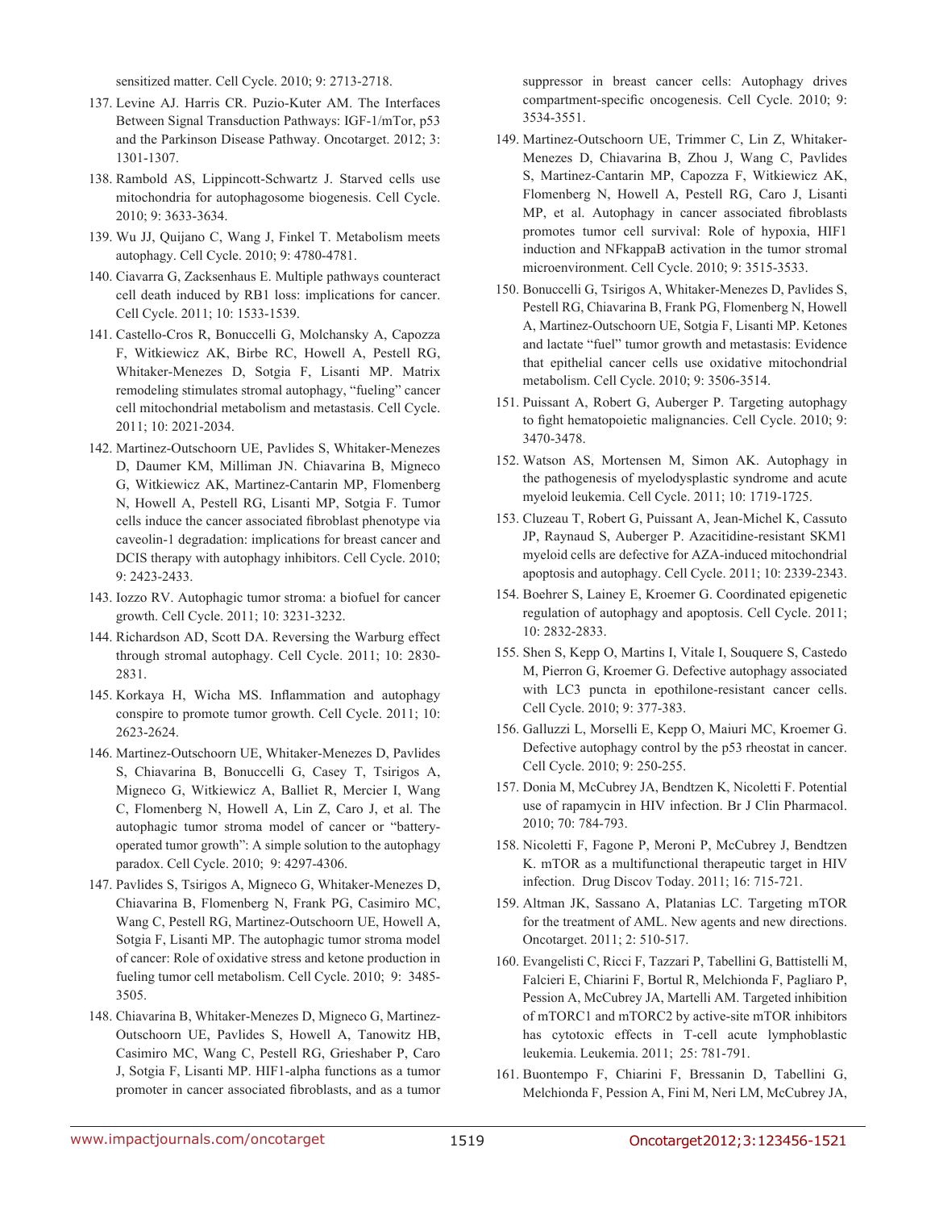sensitized matter. Cell Cycle. 2010; 9: 2713-2718.

137. Levine AJ. Harris CR. Puzio-Kuter AM. The Interfaces Between Signal Transduction Pathways: IGF-1/mTor, p53 and the Parkinson Disease Pathway. Oncotarget. 2012; 3: 1301-1307.

138. Rambold AS, Lippincott-Schwartz J. Starved cells use mitochondria for autophagosome biogenesis. Cell Cycle. 2010; 9: 3633-3634.

139. Wu JJ, Quijano C, Wang J, Finkel T. Metabolism meets autophagy. Cell Cycle. 2010; 9: 4780-4781.

140. Ciavarra G, Zacksenhaus E. Multiple pathways counteract cell death induced by RB1 loss: implications for cancer. Cell Cycle. 2011; 10: 1533-1539.

141. Castello-Cros R, Bonuccelli G, Molchansky A, Capozza F, Witkiewicz AK, Birbe RC, Howell A, Pestell RG, Whitaker-Menezes D, Sotgia F, Lisanti MP. Matrix remodeling stimulates stromal autophagy, "fueling" cancer cell mitochondrial metabolism and metastasis. Cell Cycle. 2011; 10: 2021-2034.

142. Martinez-Outschoorn UE, Pavlides S, Whitaker-Menezes D, Daumer KM, Milliman JN. Chiavarina B, Migneco G, Witkiewicz AK, Martinez-Cantarin MP, Flomenberg N, Howell A, Pestell RG, Lisanti MP, Sotgia F. Tumor cells induce the cancer associated fibroblast phenotype via caveolin-1 degradation: implications for breast cancer and DCIS therapy with autophagy inhibitors. Cell Cycle. 2010; 9: 2423-2433.

143. Iozzo RV. Autophagic tumor stroma: a biofuel for cancer growth. Cell Cycle. 2011; 10: 3231-3232.

144. Richardson AD, Scott DA. Reversing the Warburg effect through stromal autophagy. Cell Cycle. 2011; 10: 2830-2831.

145. Korkaya H, Wicha MS. Inflammation and autophagy conspire to promote tumor growth. Cell Cycle. 2011; 10: 2623-2624.

146. Martinez-Outschoorn UE, Whitaker-Menezes D, Pavlides S, Chiavarina B, Bonuccelli G, Casey T, Tsirigos A, Migneco G, Witkiewicz A, Balliet R, Mercier I, Wang C, Flomenberg N, Howell A, Lin Z, Caro J, et al. The autophagic tumor stroma model of cancer or "battery-operated tumor growth": A simple solution to the autophagy paradox. Cell Cycle. 2010; 9: 4297-4306.

147. Pavlides S, Tsirigos A, Migneco G, Whitaker-Menezes D, Chiavarina B, Flomenberg N, Frank PG, Casimiro MC, Wang C, Pestell RG, Martinez-Outschoorn UE, Howell A, Sotgia F, Lisanti MP. The autophagic tumor stroma model of cancer: Role of oxidative stress and ketone production in fueling tumor cell metabolism. Cell Cycle. 2010; 9: 3485-3505.

148. Chiavarina B, Whitaker-Menezes D, Migneco G, Martinez-Outschoorn UE, Pavlides S, Howell A, Tanowitz HB, Casimiro MC, Wang C, Pestell RG, Grieshaber P, Caro J, Sotgia F, Lisanti MP. HIF1-alpha functions as a tumor promoter in cancer associated fibroblasts, and as a tumor suppressor in breast cancer cells: Autophagy drives compartment-specific oncogenesis. Cell Cycle. 2010; 9: 3534-3551.

149. Martinez-Outschoorn UE, Trimmer C, Lin Z, Whitaker-Menezes D, Chiavarina B, Zhou J, Wang C, Pavlides S, Martinez-Cantarin MP, Capozza F, Witkiewicz AK, Flomenberg N, Howell A, Pestell RG, Caro J, Lisanti MP, et al. Autophagy in cancer associated fibroblasts promotes tumor cell survival: Role of hypoxia, HIF1 induction and NFkappaB activation in the tumor stromal microenvironment. Cell Cycle. 2010; 9: 3515-3533.

150. Bonuccelli G, Tsirigos A, Whitaker-Menezes D, Pavlides S, Pestell RG, Chiavarina B, Frank PG, Flomenberg N, Howell A, Martinez-Outschoorn UE, Sotgia F, Lisanti MP. Ketones and lactate "fuel" tumor growth and metastasis: Evidence that epithelial cancer cells use oxidative mitochondrial metabolism. Cell Cycle. 2010; 9: 3506-3514.

151. Puissant A, Robert G, Auberger P. Targeting autophagy to fight hematopoietic malignancies. Cell Cycle. 2010; 9: 3470-3478.

152. Watson AS, Mortensen M, Simon AK. Autophagy in the pathogenesis of myelodysplastic syndrome and acute myeloid leukemia. Cell Cycle. 2011; 10: 1719-1725.

153. Cluzeau T, Robert G, Puissant A, Jean-Michel K, Cassuto JP, Raynaud S, Auberger P. Azacitidine-resistant SKM1 myeloid cells are defective for AZA-induced mitochondrial apoptosis and autophagy. Cell Cycle. 2011; 10: 2339-2343.

154. Boehrer S, Lainey E, Kroemer G. Coordinated epigenetic regulation of autophagy and apoptosis. Cell Cycle. 2011; 10: 2832-2833.

155. Shen S, Kepp O, Martins I, Vitale I, Souquere S, Castedo M, Pierron G, Kroemer G. Defective autophagy associated with LC3 puncta in epothilone-resistant cancer cells. Cell Cycle. 2010; 9: 377-383.

156. Galluzzi L, Morselli E, Kepp O, Maiuri MC, Kroemer G. Defective autophagy control by the p53 rheostat in cancer. Cell Cycle. 2010; 9: 250-255.

157. Donia M, McCubrey JA, Bendtzen K, Nicoletti F. Potential use of rapamycin in HIV infection. Br J Clin Pharmacol. 2010; 70: 784-793.

158. Nicoletti F, Fagone P, Meroni P, McCubrey J, Bendtzen K. mTOR as a multifunctional therapeutic target in HIV infection. Drug Discov Today. 2011; 16: 715-721.

159. Altman JK, Sassano A, Platanias LC. Targeting mTOR for the treatment of AML. New agents and new directions. Oncotarget. 2011; 2: 510-517.

160. Evangelisti C, Ricci F, Tazzari P, Tabellini G, Battistelli M, Falcieri E, Chiarini F, Bortul R, Melchionda F, Pagliaro P, Pession A, McCubrey JA, Martelli AM. Targeted inhibition of mTORC1 and mTORC2 by active-site mTOR inhibitors has cytotoxic effects in T-cell acute lymphoblastic leukemia. Leukemia. 2011; 25: 781-791.

161. Buontempo F, Chiarini F, Bressanin D, Tabellini G, Melchionda F, Pession A, Fini M, Neri LM, McCubrey JA,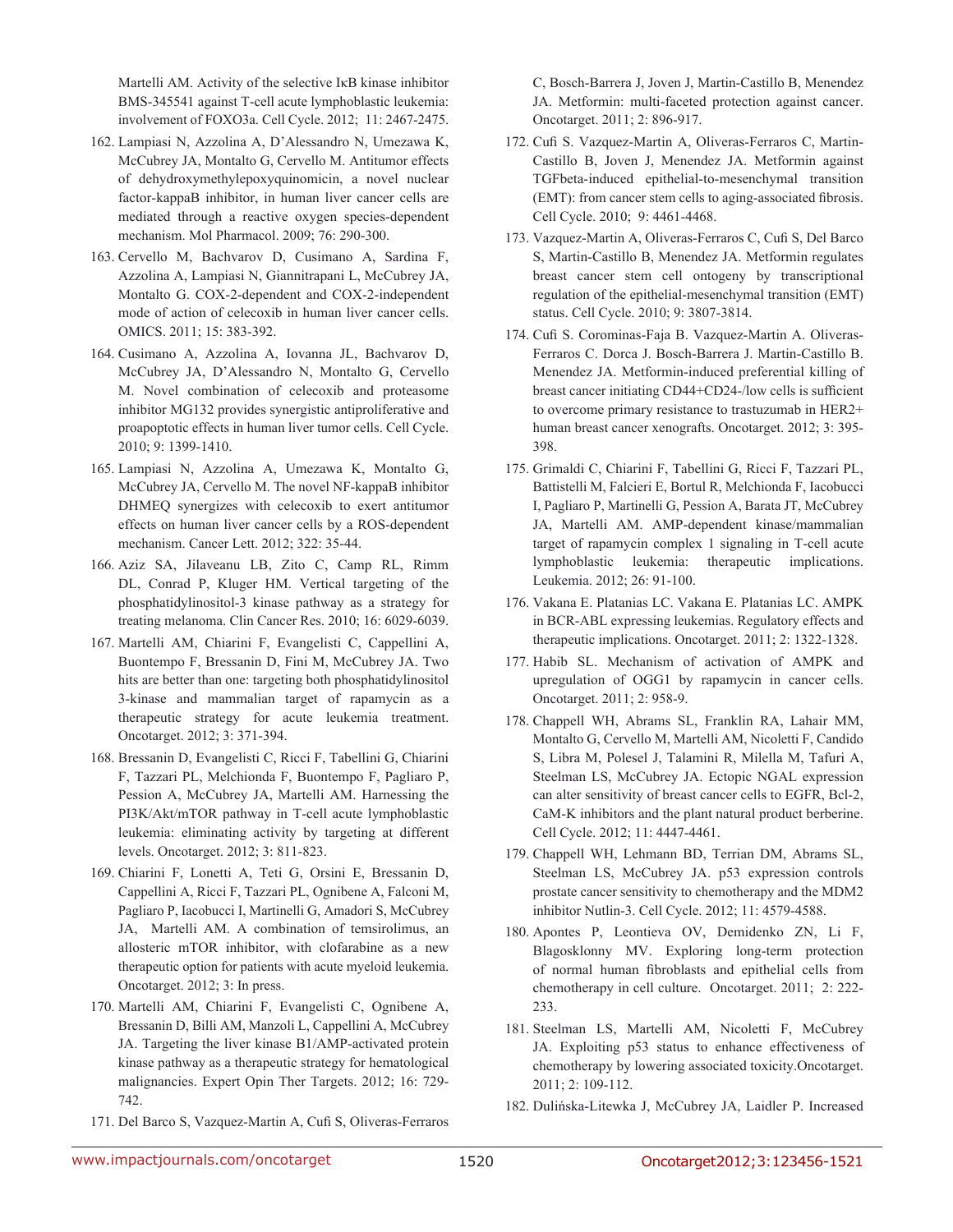Martelli AM. Activity of the selective IκB kinase inhibitor BMS-345541 against T-cell acute lymphoblastic leukemia: involvement of FOXO3a. Cell Cycle. 2012; 11: 2467-2475.

162. Lampiasi N, Azzolina A, D'Alessandro N, Umezawa K, McCubrey JA, Montalto G, Cervello M. Antitumor effects of dehydroxymethylepoxyquinomicin, a novel nuclear factor-kappaB inhibitor, in human liver cancer cells are mediated through a reactive oxygen species-dependent mechanism. Mol Pharmacol. 2009; 76: 290-300.

163. Cervello M, Bachvarov D, Cusimano A, Sardina F, Azzolina A, Lampiasi N, Giannitrapani L, McCubrey JA, Montalto G. COX-2-dependent and COX-2-independent mode of action of celecoxib in human liver cancer cells. OMICS. 2011; 15: 383-392.

164. Cusimano A, Azzolina A, Iovanna JL, Bachvarov D, McCubrey JA, D'Alessandro N, Montalto G, Cervello M. Novel combination of celecoxib and proteasome inhibitor MG132 provides synergistic antiproliferative and proapoptotic effects in human liver tumor cells. Cell Cycle. 2010; 9: 1399-1410.

165. Lampiasi N, Azzolina A, Umezawa K, Montalto G, McCubrey JA, Cervello M. The novel NF-kappaB inhibitor DHMEQ synergizes with celecoxib to exert antitumor effects on human liver cancer cells by a ROS-dependent mechanism. Cancer Lett. 2012; 322: 35-44.

166. Aziz SA, Jilaveanu LB, Zito C, Camp RL, Rimm DL, Conrad P, Kluger HM. Vertical targeting of the phosphatidylinositol-3 kinase pathway as a strategy for treating melanoma. Clin Cancer Res. 2010; 16: 6029-6039.

167. Martelli AM, Chiarini F, Evangelisti C, Cappellini A, Buontempo F, Bressanin D, Fini M, McCubrey JA. Two hits are better than one: targeting both phosphatidylinositol 3-kinase and mammalian target of rapamycin as a therapeutic strategy for acute leukemia treatment. Oncotarget. 2012; 3: 371-394.

168. Bressanin D, Evangelisti C, Ricci F, Tabellini G, Chiarini F, Tazzari PL, Melchionda F, Buontempo F, Pagliaro P, Pession A, McCubrey JA, Martelli AM. Harnessing the PI3K/Akt/mTOR pathway in T-cell acute lymphoblastic leukemia: eliminating activity by targeting at different levels. Oncotarget. 2012; 3: 811-823.

169. Chiarini F, Lonetti A, Teti G, Orsini E, Bressanin D, Cappellini A, Ricci F, Tazzari PL, Ognibene A, Falconi M, Pagliaro P, Iacobucci I, Martinelli G, Amadori S, McCubrey JA, Martelli AM. A combination of temsirolimus, an allosteric mTOR inhibitor, with clofarabine as a new therapeutic option for patients with acute myeloid leukemia. Oncotarget. 2012; 3: In press.

170. Martelli AM, Chiarini F, Evangelisti C, Ognibene A, Bressanin D, Billi AM, Manzoli L, Cappellini A, McCubrey JA. Targeting the liver kinase B1/AMP-activated protein kinase pathway as a therapeutic strategy for hematological malignancies. Expert Opin Ther Targets. 2012; 16: 729-742.

171. Del Barco S, Vazquez-Martin A, Cufi S, Oliveras-Ferraros C, Bosch-Barrera J, Joven J, Martin-Castillo B, Menendez JA. Metformin: multi-faceted protection against cancer. Oncotarget. 2011; 2: 896-917.

172. Cufi S. Vazquez-Martin A, Oliveras-Ferraros C, Martin-Castillo B, Joven J, Menendez JA. Metformin against TGFbeta-induced epithelial-to-mesenchymal transition (EMT): from cancer stem cells to aging-associated fibrosis. Cell Cycle. 2010; 9: 4461-4468.

173. Vazquez-Martin A, Oliveras-Ferraros C, Cufi S, Del Barco S, Martin-Castillo B, Menendez JA. Metformin regulates breast cancer stem cell ontogeny by transcriptional regulation of the epithelial-mesenchymal transition (EMT) status. Cell Cycle. 2010; 9: 3807-3814.

174. Cufi S. Corominas-Faja B. Vazquez-Martin A. Oliveras-Ferraros C. Dorca J. Bosch-Barrera J. Martin-Castillo B. Menendez JA. Metformin-induced preferential killing of breast cancer initiating CD44+CD24-/low cells is sufficient to overcome primary resistance to trastuzumab in HER2+ human breast cancer xenografts. Oncotarget. 2012; 3: 395-398.

175. Grimaldi C, Chiarini F, Tabellini G, Ricci F, Tazzari PL, Battistelli M, Falcieri E, Bortul R, Melchionda F, Iacobucci I, Pagliaro P, Martinelli G, Pession A, Barata JT, McCubrey JA, Martelli AM. AMP-dependent kinase/mammalian target of rapamycin complex 1 signaling in T-cell acute lymphoblastic leukemia: therapeutic implications. Leukemia. 2012; 26: 91-100.

176. Vakana E. Platanias LC. Vakana E. Platanias LC. AMPK in BCR-ABL expressing leukemias. Regulatory effects and therapeutic implications. Oncotarget. 2011; 2: 1322-1328.

177. Habib SL. Mechanism of activation of AMPK and upregulation of OGG1 by rapamycin in cancer cells. Oncotarget. 2011; 2: 958-9.

178. Chappell WH, Abrams SL, Franklin RA, Lahair MM, Montalto G, Cervello M, Martelli AM, Nicoletti F, Candido S, Libra M, Polesel J, Talamini R, Milella M, Tafuri A, Steelman LS, McCubrey JA. Ectopic NGAL expression can alter sensitivity of breast cancer cells to EGFR, Bcl-2, CaM-K inhibitors and the plant natural product berberine. Cell Cycle. 2012; 11: 4447-4461.

179. Chappell WH, Lehmann BD, Terrian DM, Abrams SL, Steelman LS, McCubrey JA. p53 expression controls prostate cancer sensitivity to chemotherapy and the MDM2 inhibitor Nutlin-3. Cell Cycle. 2012; 11: 4579-4588.

180. Apontes P, Leontieva OV, Demidenko ZN, Li F, Blagosklonny MV. Exploring long-term protection of normal human fibroblasts and epithelial cells from chemotherapy in cell culture. Oncotarget. 2011; 2: 222-233.

181. Steelman LS, Martelli AM, Nicoletti F, McCubrey JA. Exploiting p53 status to enhance effectiveness of chemotherapy by lowering associated toxicity.Oncotarget. 2011; 2: 109-112.

182. Dulińska-Litewka J, McCubrey JA, Laidler P. Increased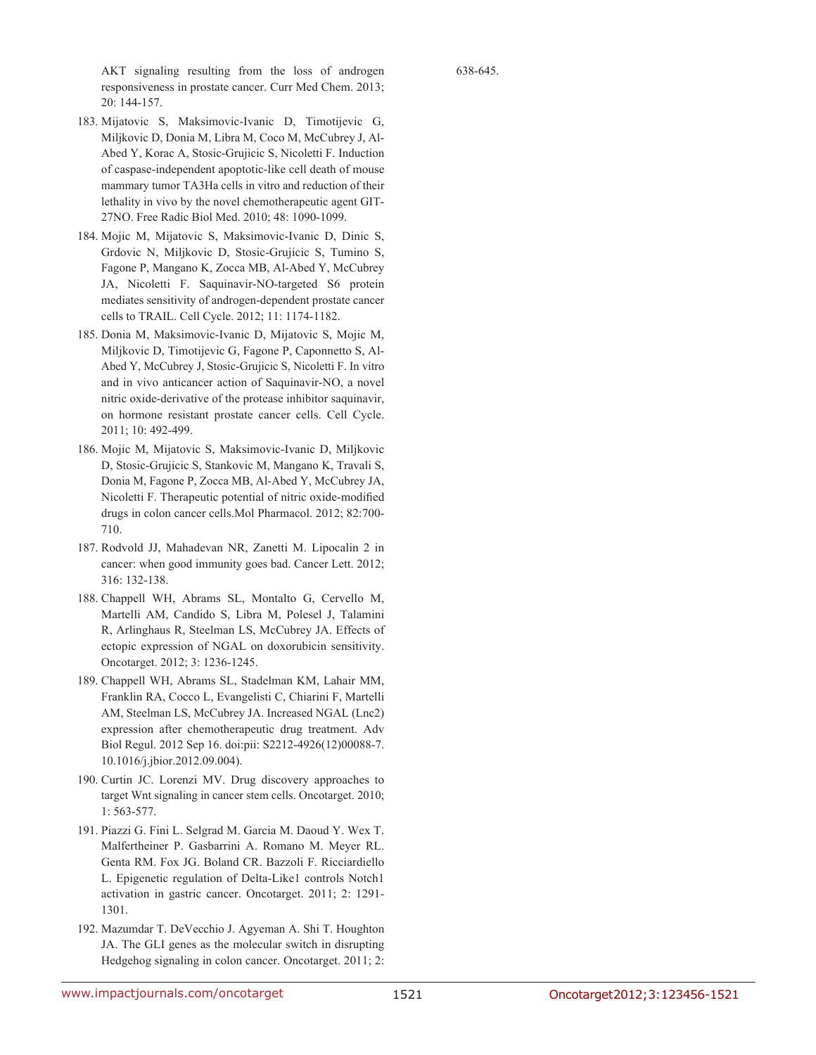AKT signaling resulting from the loss of androgen responsiveness in prostate cancer. Curr Med Chem. 2013; 20: 144-157.

183. Mijatovic S, Maksimovic-Ivanic D, Timotijevic G, Miljkovic D, Donia M, Libra M, Coco M, McCubrey J, Al-Abed Y, Korac A, Stosic-Grujicic S, Nicoletti F. Induction of caspase-independent apoptotic-like cell death of mouse mammary tumor TA3Ha cells in vitro and reduction of their lethality in vivo by the novel chemotherapeutic agent GIT-27NO. Free Radic Biol Med. 2010; 48: 1090-1099.

184. Mojic M, Mijatovic S, Maksimovic-Ivanic D, Dinic S, Grdovic N, Miljkovic D, Stosic-Grujicic S, Tumino S, Fagone P, Mangano K, Zocca MB, Al-Abed Y, McCubrey JA, Nicoletti F. Saquinavir-NO-targeted S6 protein mediates sensitivity of androgen-dependent prostate cancer cells to TRAIL. Cell Cycle. 2012; 11: 1174-1182.

185. Donia M, Maksimovic-Ivanic D, Mijatovic S, Mojic M, Miljkovic D, Timotijevic G, Fagone P, Caponnetto S, Al-Abed Y, McCubrey J, Stosic-Grujicic S, Nicoletti F. In vitro and in vivo anticancer action of Saquinavir-NO, a novel nitric oxide-derivative of the protease inhibitor saquinavir, on hormone resistant prostate cancer cells. Cell Cycle. 2011; 10: 492-499.

186. Mojic M, Mijatovic S, Maksimovic-Ivanic D, Miljkovic D, Stosic-Grujicic S, Stankovic M, Mangano K, Travali S, Donia M, Fagone P, Zocca MB, Al-Abed Y, McCubrey JA, Nicoletti F. Therapeutic potential of nitric oxide-modified drugs in colon cancer cells.Mol Pharmacol. 2012; 82:700-710.

187. Rodvold JJ, Mahadevan NR, Zanetti M. Lipocalin 2 in cancer: when good immunity goes bad. Cancer Lett. 2012; 316: 132-138.

188. Chappell WH, Abrams SL, Montalto G, Cervello M, Martelli AM, Candido S, Libra M, Polesel J, Talamini R, Arlinghaus R, Steelman LS, McCubrey JA. Effects of ectopic expression of NGAL on doxorubicin sensitivity. Oncotarget. 2012; 3: 1236-1245.

189. Chappell WH, Abrams SL, Stadelman KM, Lahair MM, Franklin RA, Cocco L, Evangelisti C, Chiarini F, Martelli AM, Steelman LS, McCubrey JA. Increased NGAL (Lnc2) expression after chemotherapeutic drug treatment. Adv Biol Regul. 2012 Sep 16. doi:pii: S2212-4926(12)00088-7. 10.1016/j.jbior.2012.09.004).

190. Curtin JC. Lorenzi MV. Drug discovery approaches to target Wnt signaling in cancer stem cells. Oncotarget. 2010; 1: 563-577.

191. Piazzi G. Fini L. Selgrad M. Garcia M. Daoud Y. Wex T. Malfertheiner P. Gasbarrini A. Romano M. Meyer RL. Genta RM. Fox JG. Boland CR. Bazzoli F. Ricciardiello L. Epigenetic regulation of Delta-Like1 controls Notch1 activation in gastric cancer. Oncotarget. 2011; 2: 1291-1301.

192. Mazumdar T. DeVecchio J. Agyeman A. Shi T. Houghton JA. The GLI genes as the molecular switch in disrupting Hedgehog signaling in colon cancer. Oncotarget. 2011; 2: 638-645.